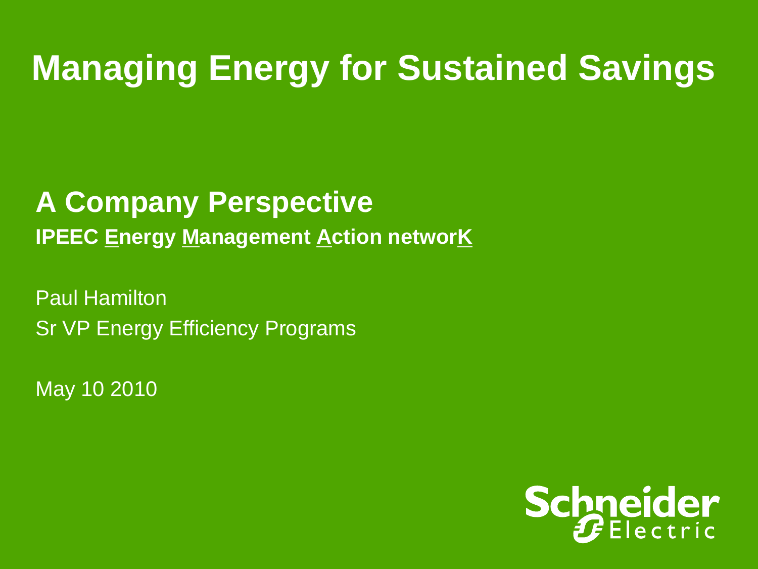# Managing Energy for Sustained Savings

## A Company Perspective

**IPEEC Energy Management Action networK**

Paul Hamilton

Sr VP Energy Efficiency Programs

May 10 2010

Schneider Electric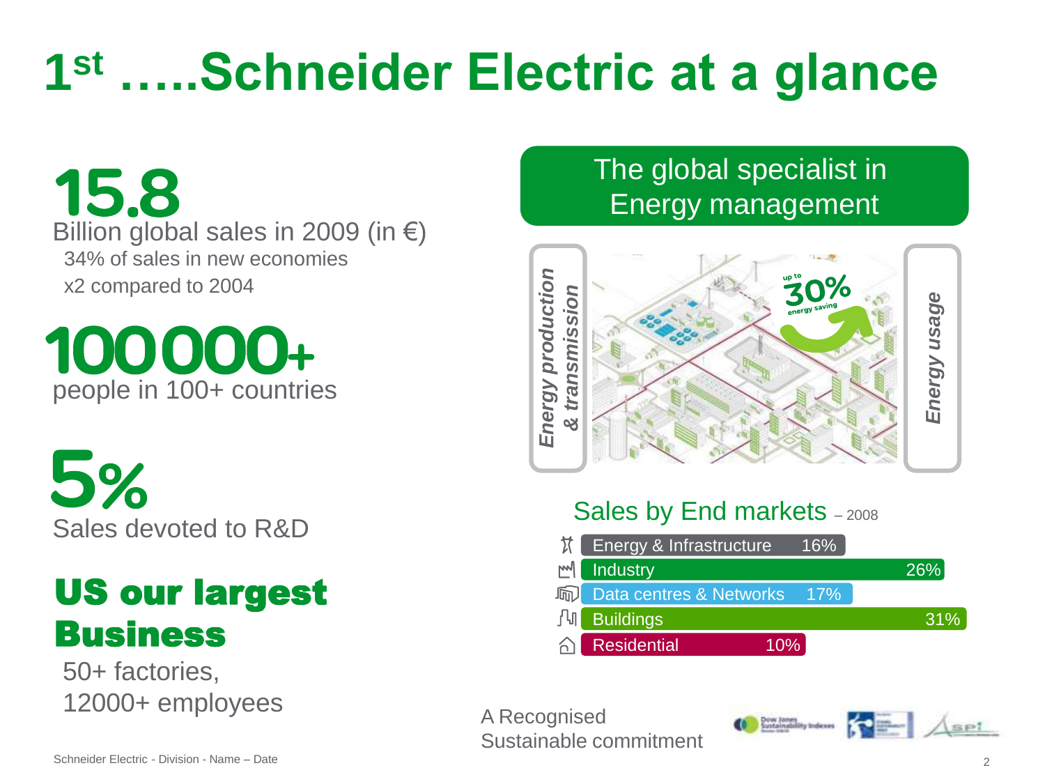# 1st …..Schneider Electric at a glance

**15.8**
Billion global sales in 2009 (in €)
34% of sales in new economies
x2 compared to 2004

**100 000+**
people in 100+ countries

**5%**
Sales devoted to R&D

**US our largest Business**
50+ factories,
12000+ employees

## The global specialist in Energy management

*Energy production & transmission*

up to 30% energy saving

*Energy usage*

### Sales by End markets – 2008

| End market | Share |
|---|---|
| Energy & Infrastructure | 16% |
| Industry | 26% |
| Data centres & Networks | 17% |
| Buildings | 31% |
| Residential | 10% |

A Recognised Sustainable commitment

Schneider Electric - Division - Name – Date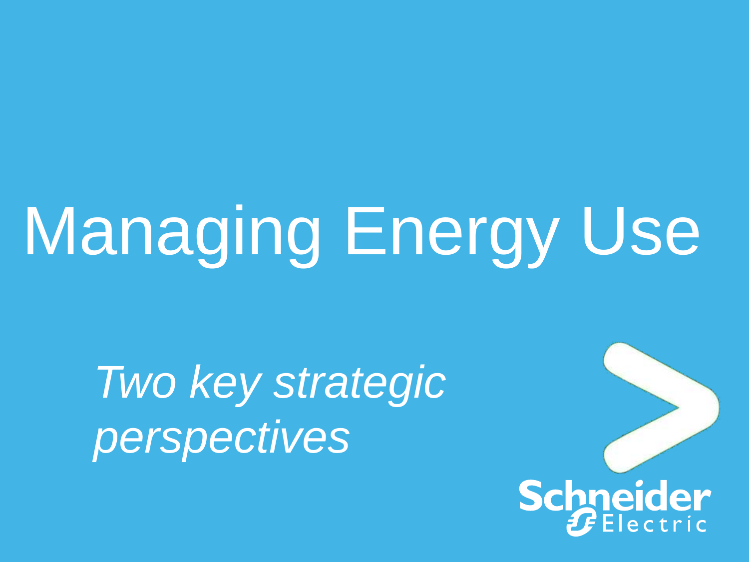# Managing Energy Use

*Two key strategic perspectives*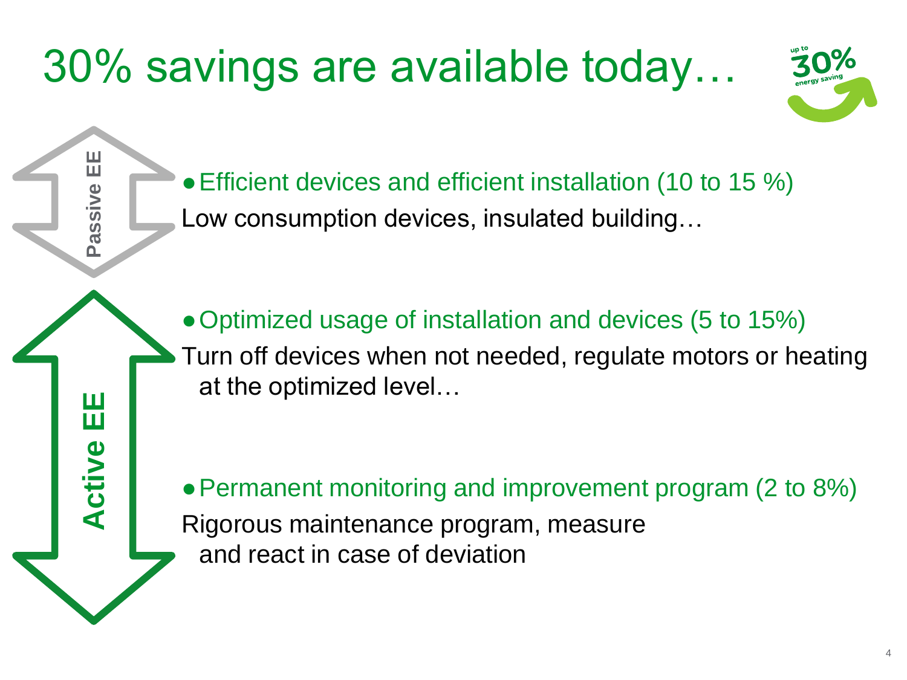# 30% savings are available today…

up to 30% energy saving

**Passive EE**

- Efficient devices and efficient installation (10 to 15 %)

Low consumption devices, insulated building…

**Active EE**

- Optimized usage of installation and devices (5 to 15%)

Turn off devices when not needed, regulate motors or heating at the optimized level…

- Permanent monitoring and improvement program (2 to 8%)

Rigorous maintenance program, measure and react in case of deviation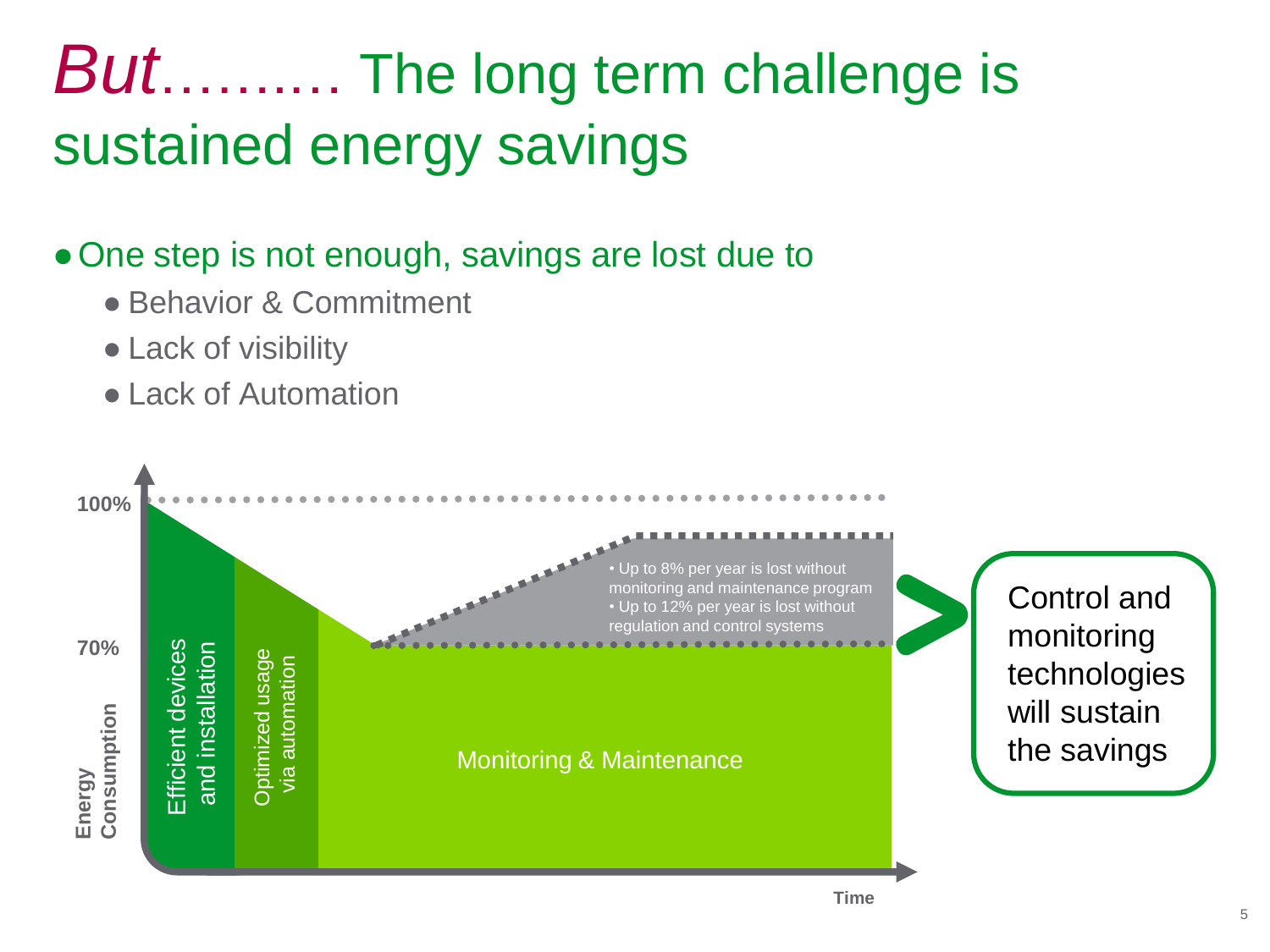# *But*………. The long term challenge is sustained energy savings

- One step is not enough, savings are lost due to
  - Behavior & Commitment
  - Lack of visibility
  - Lack of Automation

100%

70%

Energy Consumption

Efficient devices and installation

Optimized usage via automation

Monitoring & Maintenance

- Up to 8% per year is lost without monitoring and maintenance program
- Up to 12% per year is lost without regulation and control systems

Time

Control and monitoring technologies will sustain the savings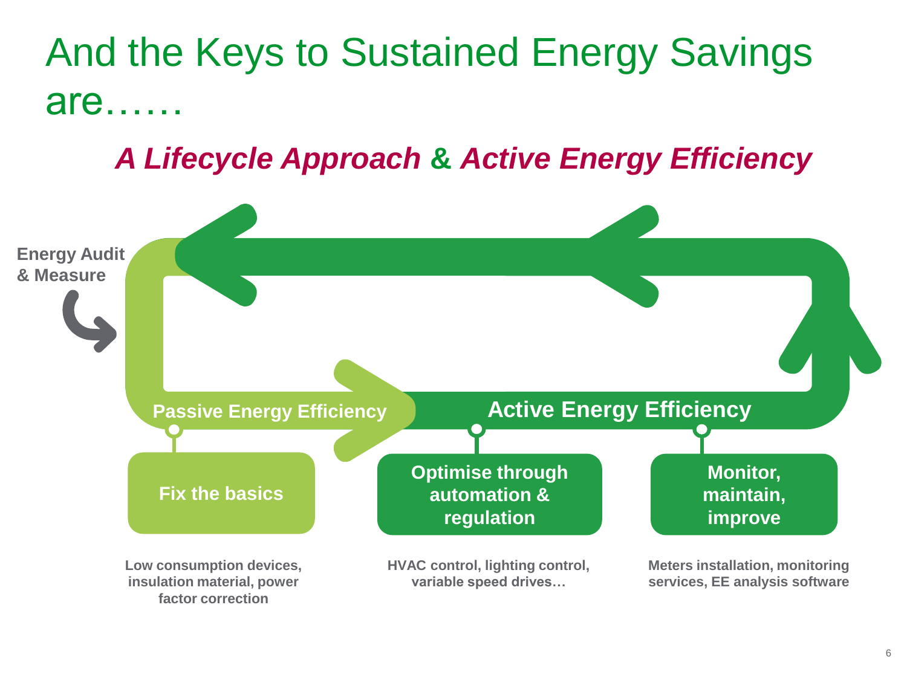# And the Keys to Sustained Energy Savings are……

## *A Lifecycle Approach & Active Energy Efficiency*

**Energy Audit & Measure**

**Passive Energy Efficiency**

**Active Energy Efficiency**

**Fix the basics**

Low consumption devices, insulation material, power factor correction

**Optimise through automation & regulation**

HVAC control, lighting control, variable speed drives…

**Monitor, maintain, improve**

Meters installation, monitoring services, EE analysis software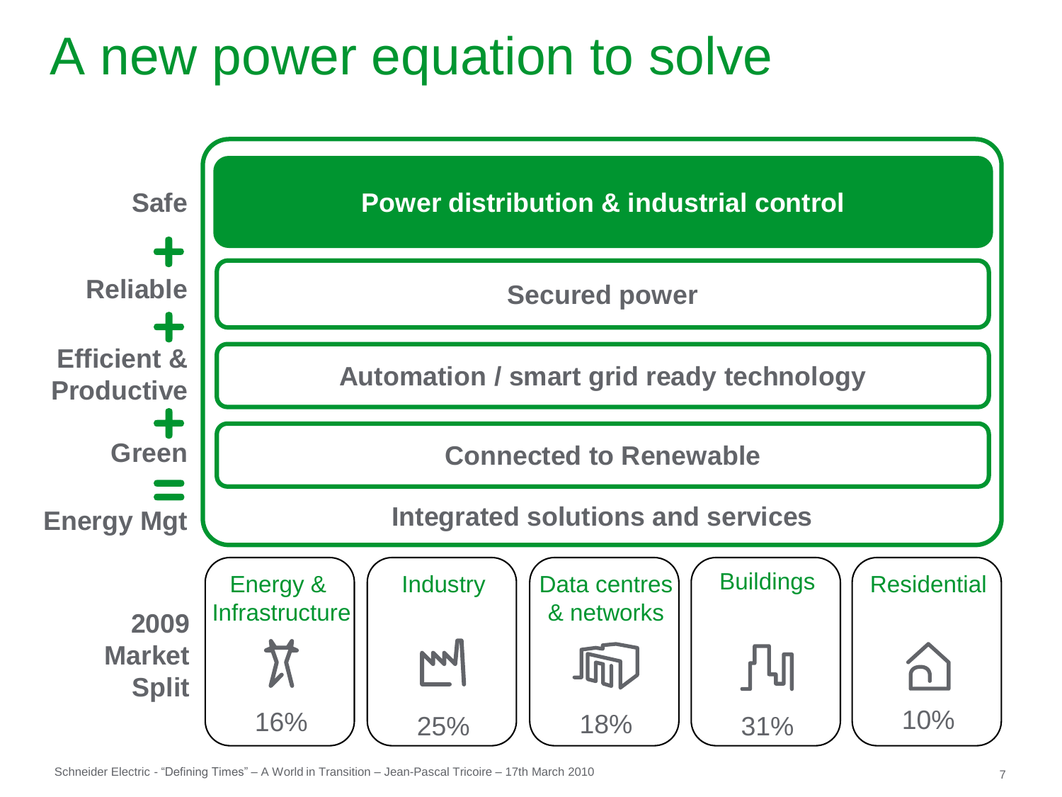# A new power equation to solve

**Safe** + **Reliable** + **Efficient & Productive** + **Green** = **Energy Mgt**

- **Power distribution & industrial control**
- **Secured power**
- **Automation / smart grid ready technology**
- **Connected to Renewable**
- **Integrated solutions and services**

**2009 Market Split**

| Energy & Infrastructure | Industry | Data centres & networks | Buildings | Residential |
|---|---|---|---|---|
| 16% | 25% | 18% | 31% | 10% |

Schneider Electric - "Defining Times" – A World in Transition – Jean-Pascal Tricoire – 17th March 2010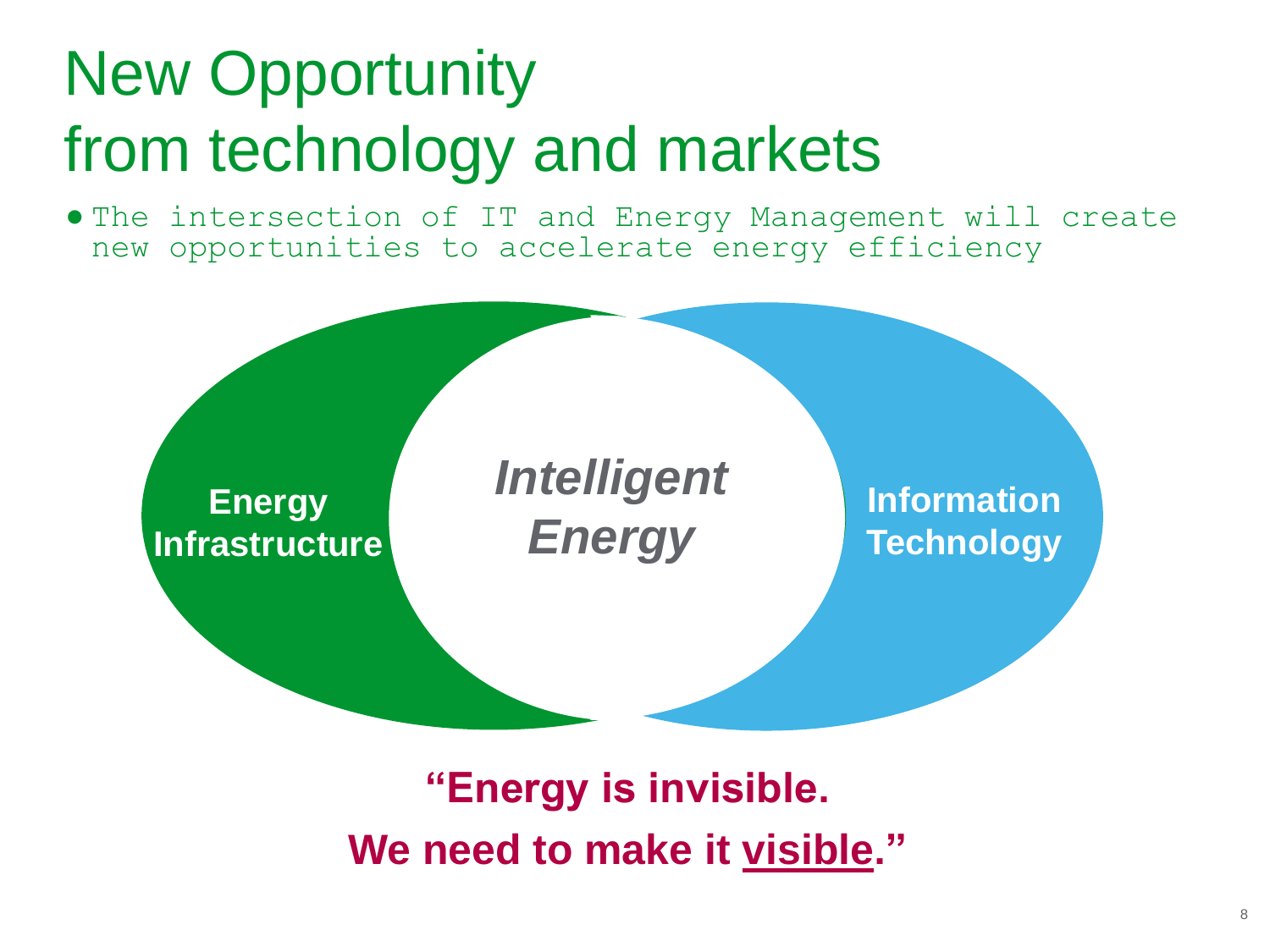# New Opportunity from technology and markets

- The intersection of IT and Energy Management will create new opportunities to accelerate energy efficiency

**Energy Infrastructure**

***Intelligent Energy***

**Information Technology**

**"Energy is invisible.**
**We need to make it visible."**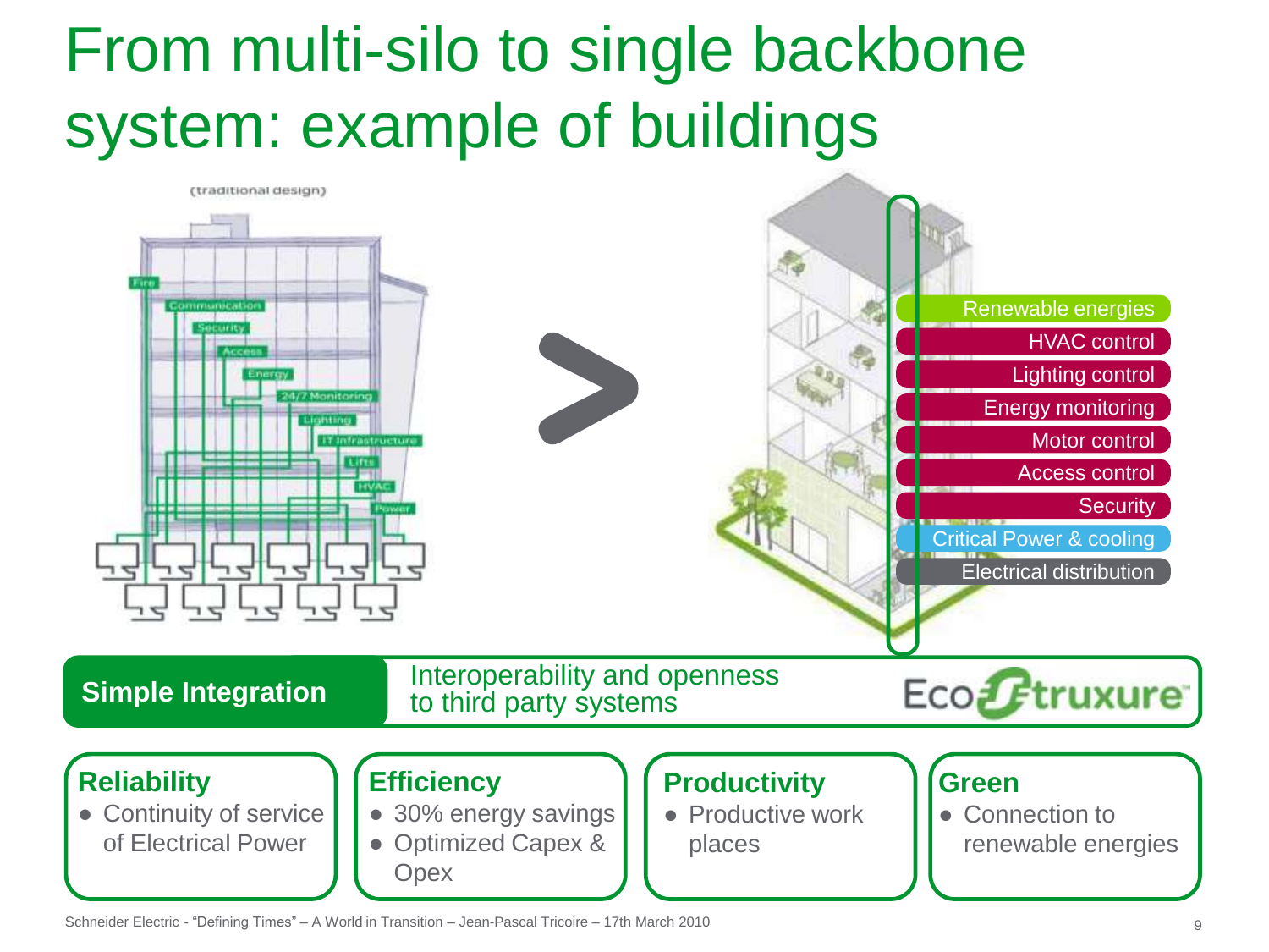# From multi-silo to single backbone system: example of buildings

(traditional design)

Fire

Communication

Security

Access

Energy

24/7 Monitoring

Lighting

IT Infrastructure

Lifts

HVAC

Power

Renewable energies

HVAC control

Lighting control

Energy monitoring

Motor control

Access control

Security

Critical Power & cooling

Electrical distribution

**Simple Integration**

Interoperability and openness to third party systems

EcoStruxure

**Reliability**
- Continuity of service of Electrical Power

**Efficiency**
- 30% energy savings
- Optimized Capex & Opex

**Productivity**
- Productive work places

**Green**
- Connection to renewable energies

Schneider Electric - "Defining Times" – A World in Transition – Jean-Pascal Tricoire – 17th March 2010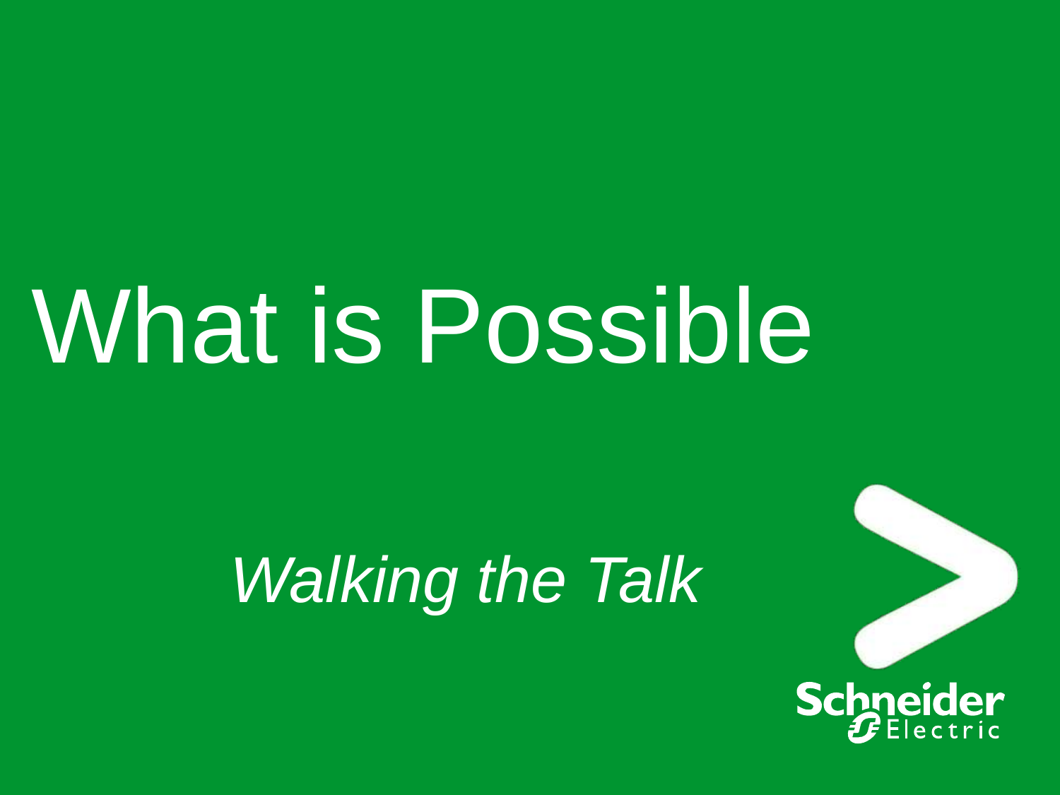# What is Possible

*Walking the Talk*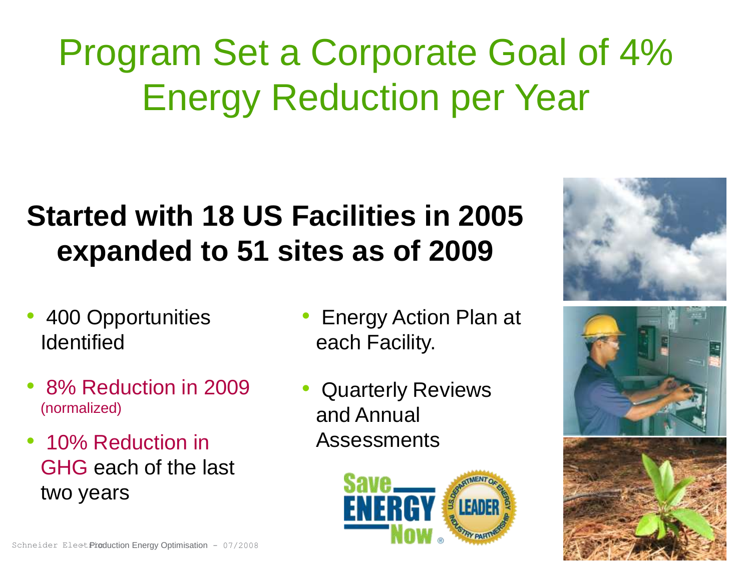# Program Set a Corporate Goal of 4% Energy Reduction per Year

## Started with 18 US Facilities in 2005 expanded to 51 sites as of 2009

- 400 Opportunities Identified
- 8% Reduction in 2009 (normalized)
- 10% Reduction in GHG each of the last two years
- Energy Action Plan at each Facility.
- Quarterly Reviews and Annual Assessments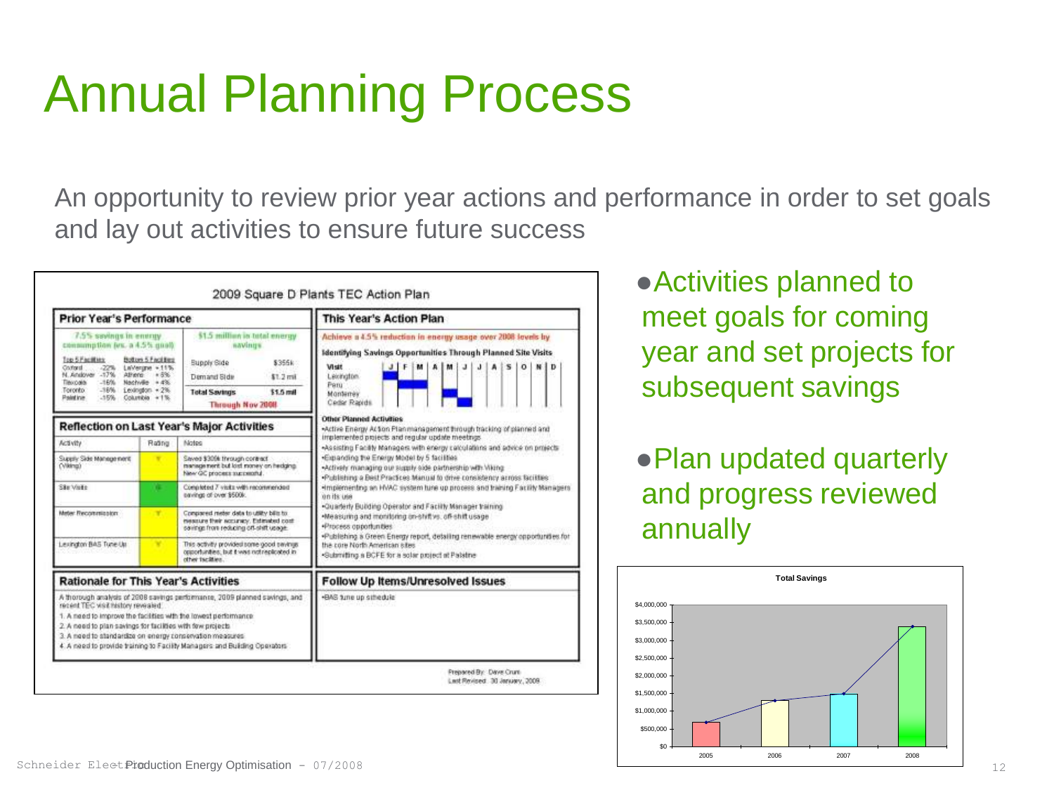# Annual Planning Process

An opportunity to review prior year actions and performance in order to set goals and lay out activities to ensure future success

## 2009 Square D Plants TEC Action Plan

### Prior Year's Performance

7.5% savings in energy consumption (vs. a 4.5% goal)

| Top 5 Facilities | | Bottom 5 Facilities | |
|---|---|---|---|
| Oxford | -22% | LaVergne | +11% |
| N. Andover | -17% | Athens | +5% |
| Tlaxcala | -16% | Nashville | +4% |
| Toronto | -16% | Lexington | +2% |
| Palatine | -15% | Columbia | +1% |

$1.5 million in total energy savings

| | |
|---|---|
| Supply Side | $355k |
| Demand Side | $1.2 mil |
| **Total Savings** | **$1.5 mil** |

Through Nov 2008

### Reflection on Last Year's Major Activities

| Activity | Rating | Notes |
|---|---|---|
| Supply Side Management (Viking) | Y | Saved $300k through contract management but lost money on hedging. New QC process successful. |
| Site Visits | G | Completed 7 visits with recommended savings of over $500k. |
| Meter Reconmission | Y | Compared meter data to utility bills to measure their accuracy. Estimated cost savings from reducing off-shift usage. |
| Lexington BAS Tune Up | Y | This activity provided some good savings opportunities, but it was not replicated in other facilities. |

### Rationale for This Year's Activities

A thorough analysis of 2008 savings performance, 2009 planned savings, and recent TEC visit history revealed:

1. A need to improve the facilities with the lowest performance
2. A need to plan savings for facilities with few projects
3. A need to standardize on energy conservation measures
4. A need to provide training to Facility Managers and Building Operators

### This Year's Action Plan

Achieve a 4.5% reduction in energy usage over 2008 levels by

**Identifying Savings Opportunities Through Planned Site Visits**

Visit: Lexington, Peru, Monterrey, Cedar Rapids (J F M A M J J A S O N D)

**Other Planned Activities**

- Active Energy Action Plan management through tracking of planned and implemented projects and regular update meetings
- Assisting Facility Managers with energy calculations and advice on projects
- Expanding the Energy Model by 5 facilities
- Actively managing our supply side partnership with Viking
- Publishing a Best Practices Manual to drive consistency across facilities
- Implementing an HVAC system tune up process and training Facility Managers on its use
- Quarterly Building Operator and Facility Manager training
- Measuring and monitoring on-shift vs. off-shift usage
- Process opportunities
- Publishing a Green Energy report, detailing renewable energy opportunities for the core North American sites
- Submitting a BCFE for a solar project at Palatine

### Follow Up Items/Unresolved Issues

- BAS tune up schedule

Prepared By: Dave Crum
Last Revised: 30 January, 2009

- Activities planned to meet goals for coming year and set projects for subsequent savings
- Plan updated quarterly and progress reviewed annually

**Total Savings**

| Year | Total Savings (approx.) |
|---|---|
| 2005 | $700,000 |
| 2006 | $1,300,000 |
| 2007 | $1,500,000 |
| 2008 | $3,400,000 |

Production Energy Optimisation – 07/2008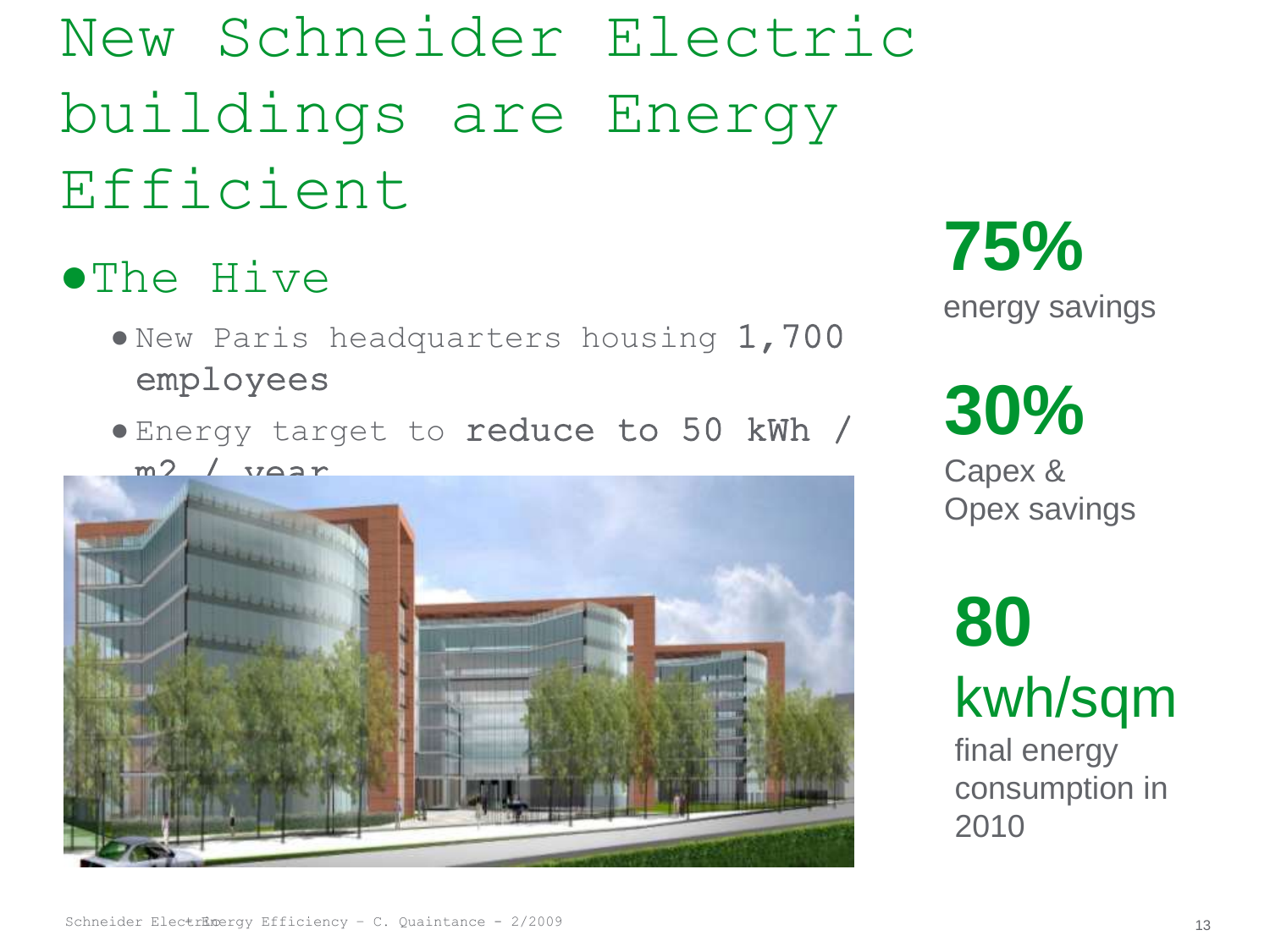# New Schneider Electric buildings are Energy Efficient

- The Hive
  - New Paris headquarters housing 1,700 employees
  - Energy target to **reduce to 50 kWh / m2 / year**

**75%**
energy savings

**30%**
Capex & Opex savings

**80 kwh/sqm**
final energy consumption in 2010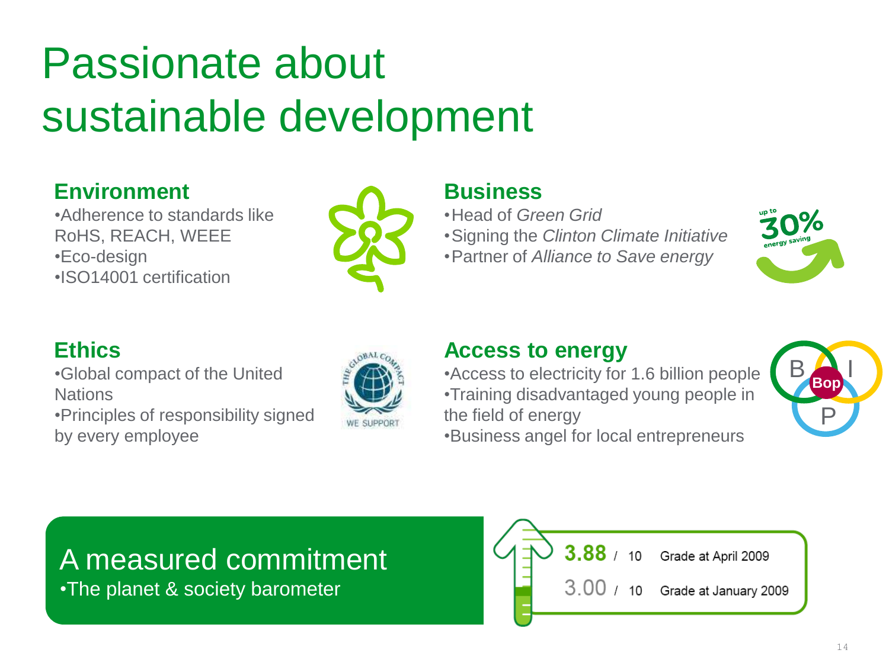# Passionate about sustainable development

## Environment

- Adherence to standards like RoHS, REACH, WEEE
- Eco-design
- ISO14001 certification

## Business

- Head of *Green Grid*
- Signing the *Clinton Climate Initiative*
- Partner of *Alliance to Save energy*

up to 30% energy saving

## Ethics

- Global compact of the United Nations
- Principles of responsibility signed by every employee

## Access to energy

- Access to electricity for 1.6 billion people
- Training disadvantaged young people in the field of energy
- Business angel for local entrepreneurs

## A measured commitment

- The planet & society barometer

| Grade | | |
|---|---|---|
| 3.88 | / 10 | Grade at April 2009 |
| 3.00 | / 10 | Grade at January 2009 |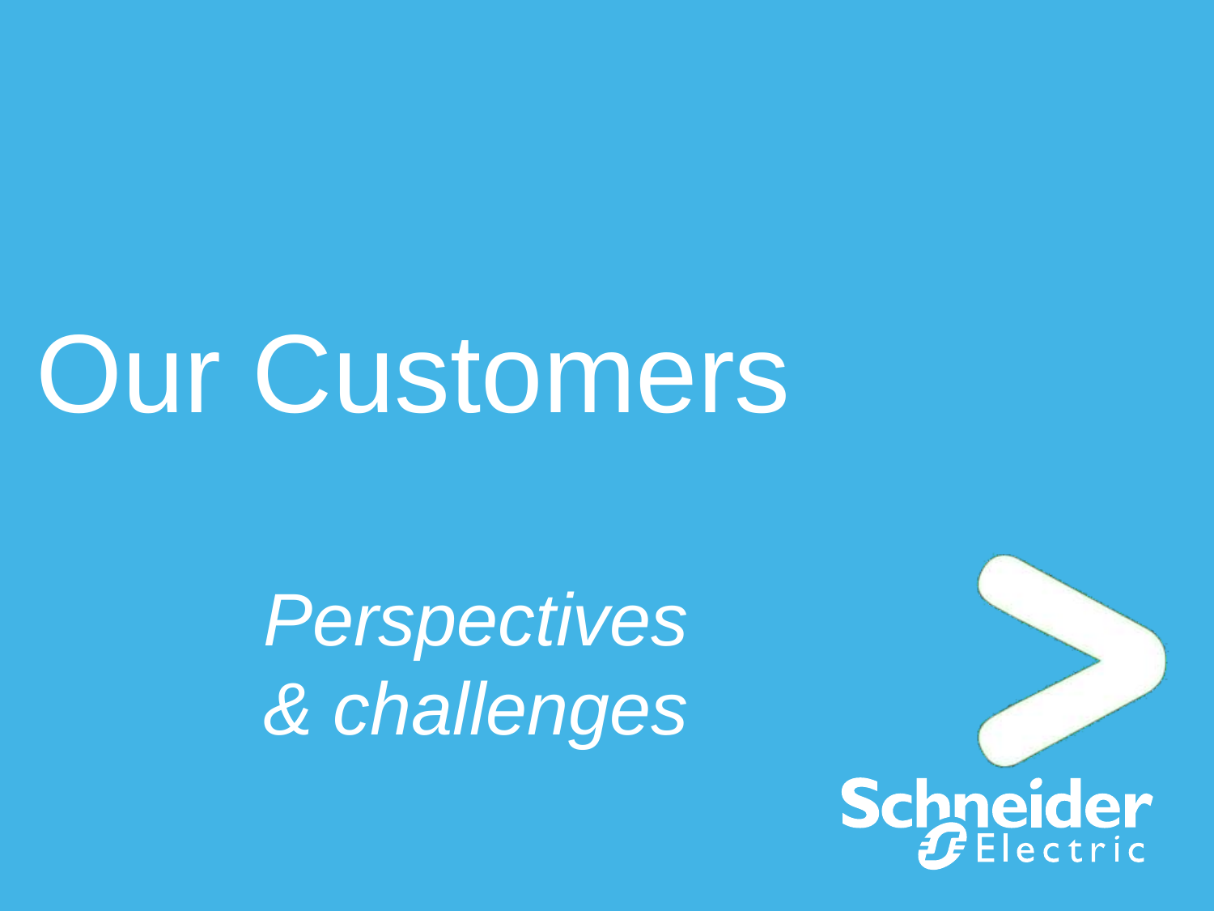# Our Customers

*Perspectives*
*& challenges*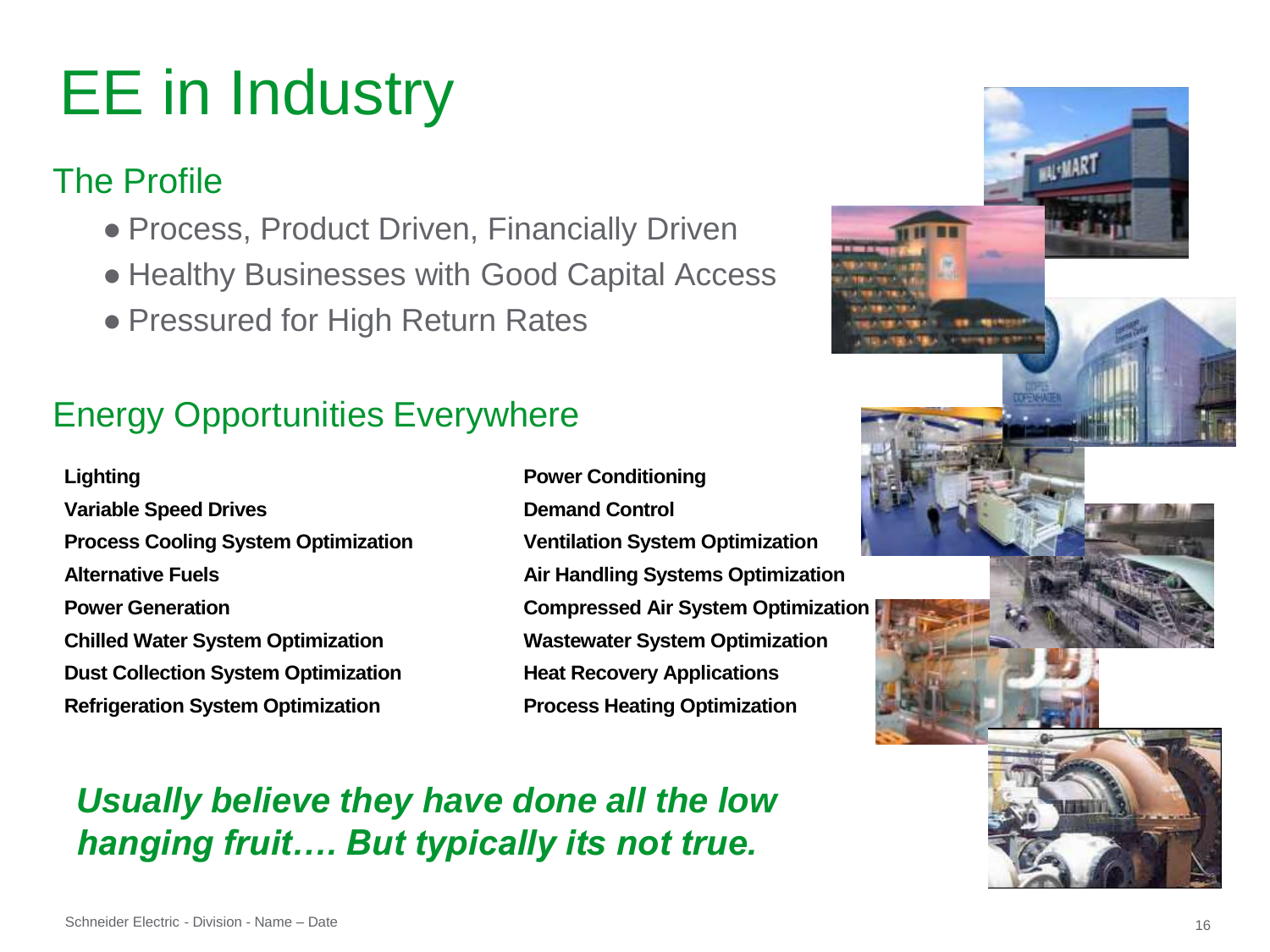# EE in Industry

## The Profile

- Process, Product Driven, Financially Driven
- Healthy Businesses with Good Capital Access
- Pressured for High Return Rates

## Energy Opportunities Everywhere

**Lighting**
**Variable Speed Drives**
**Process Cooling System Optimization**
**Alternative Fuels**
**Power Generation**
**Chilled Water System Optimization**
**Dust Collection System Optimization**
**Refrigeration System Optimization**
**Power Conditioning**
**Demand Control**
**Ventilation System Optimization**
**Air Handling Systems Optimization**
**Compressed Air System Optimization**
**Wastewater System Optimization**
**Heat Recovery Applications**
**Process Heating Optimization**

***Usually believe they have done all the low hanging fruit…. But typically its not true.***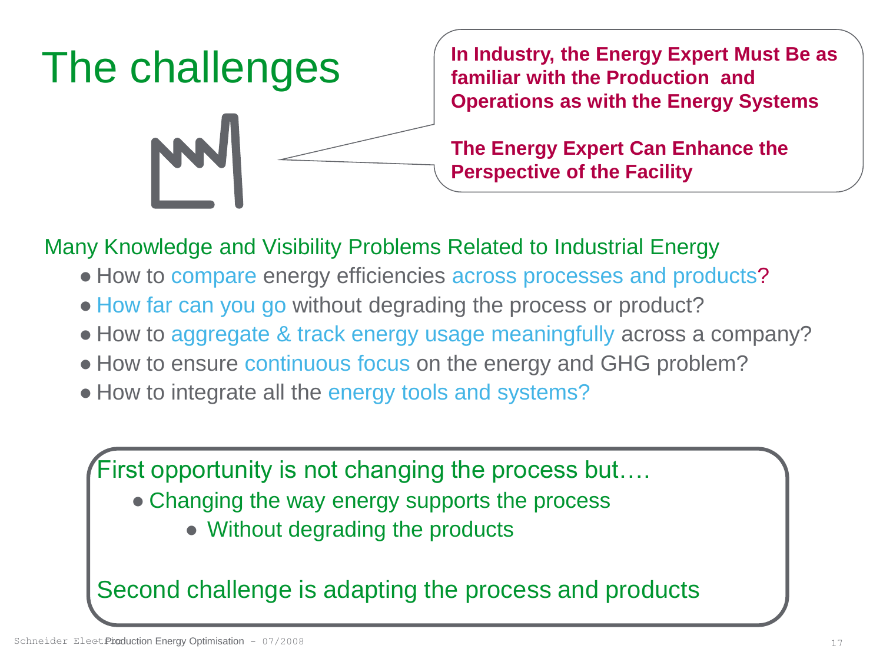# The challenges

**In Industry, the Energy Expert Must Be as familiar with the Production and Operations as with the Energy Systems**

**The Energy Expert Can Enhance the Perspective of the Facility**

Many Knowledge and Visibility Problems Related to Industrial Energy

- How to compare energy efficiencies across processes and products?
- How far can you go without degrading the process or product?
- How to aggregate & track energy usage meaningfully across a company?
- How to ensure continuous focus on the energy and GHG problem?
- How to integrate all the energy tools and systems?

First opportunity is not changing the process but….

- Changing the way energy supports the process
  - Without degrading the products

Second challenge is adapting the process and products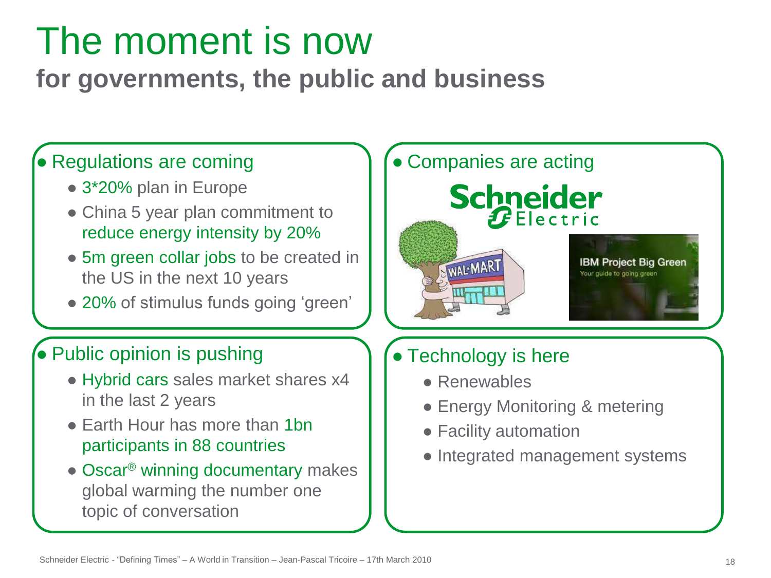# The moment is now

## for governments, the public and business

- Regulations are coming
  - 3*20% plan in Europe
  - China 5 year plan commitment to reduce energy intensity by 20%
  - 5m green collar jobs to be created in the US in the next 10 years
  - 20% of stimulus funds going 'green'

- Companies are acting

- Public opinion is pushing
  - Hybrid cars sales market shares x4 in the last 2 years
  - Earth Hour has more than 1bn participants in 88 countries
  - Oscar® winning documentary makes global warming the number one topic of conversation

- Technology is here
  - Renewables
  - Energy Monitoring & metering
  - Facility automation
  - Integrated management systems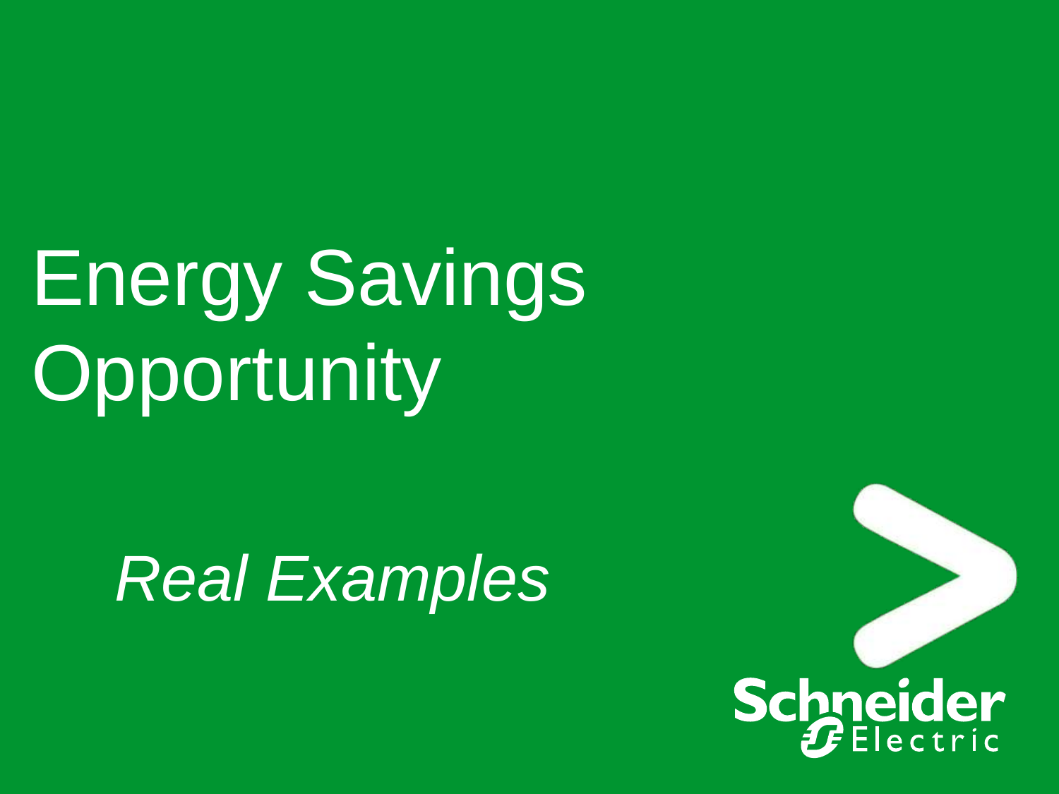# Energy Savings Opportunity

*Real Examples*

Schneider Electric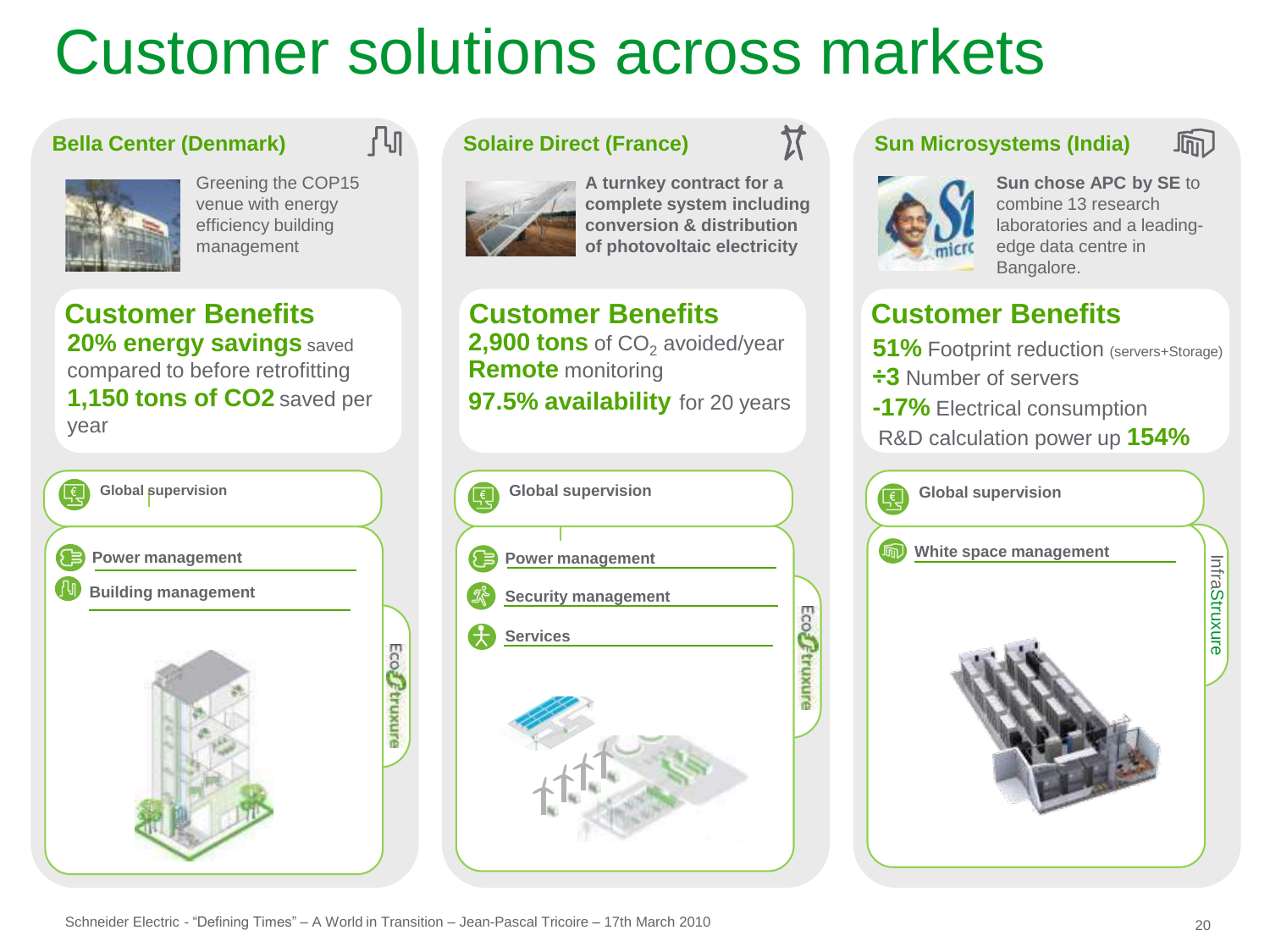# Customer solutions across markets

## Bella Center (Denmark)

Greening the COP15 venue with energy efficiency building management

### Customer Benefits

**20% energy savings** saved compared to before retrofitting

**1,150 tons of CO2** saved per year

- Global supervision
- Power management
- Building management

EcoStruxure

## Solaire Direct (France)

**A turnkey contract for a complete system including conversion & distribution of photovoltaic electricity**

### Customer Benefits

**2,900 tons** of $CO_2$ avoided/year

**Remote** monitoring

**97.5% availability** for 20 years

- Global supervision
- Power management
- Security management
- Services

EcoStruxure

## Sun Microsystems (India)

**Sun chose APC by SE** to combine 13 research laboratories and a leading-edge data centre in Bangalore.

### Customer Benefits

**51%** Footprint reduction (servers+Storage)

**÷3** Number of servers

**-17%** Electrical consumption

R&D calculation power up **154%**

- Global supervision
- White space management

InfraStruxure

Schneider Electric - "Defining Times" – A World in Transition – Jean-Pascal Tricoire – 17th March 2010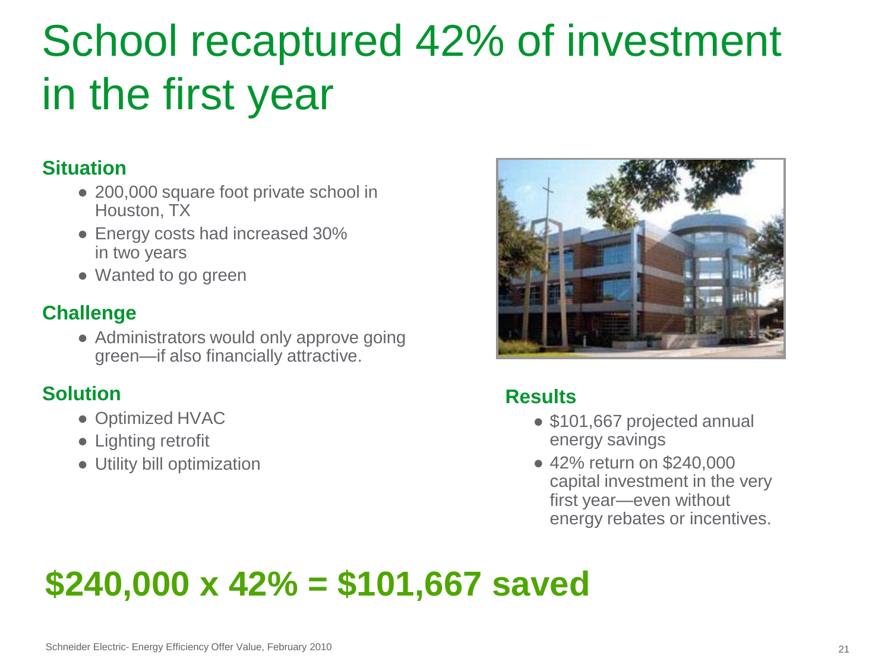# School recaptured 42% of investment in the first year

### Situation

- 200,000 square foot private school in Houston, TX
- Energy costs had increased 30% in two years
- Wanted to go green

### Challenge

- Administrators would only approve going green—if also financially attractive.

### Solution

- Optimized HVAC
- Lighting retrofit
- Utility bill optimization

### Results

- $101,667 projected annual energy savings
- 42% return on $240,000 capital investment in the very first year—even without energy rebates or incentives.

## $240,000 x 42% = $101,667 saved

Schneider Electric- Energy Efficiency Offer Value, February 2010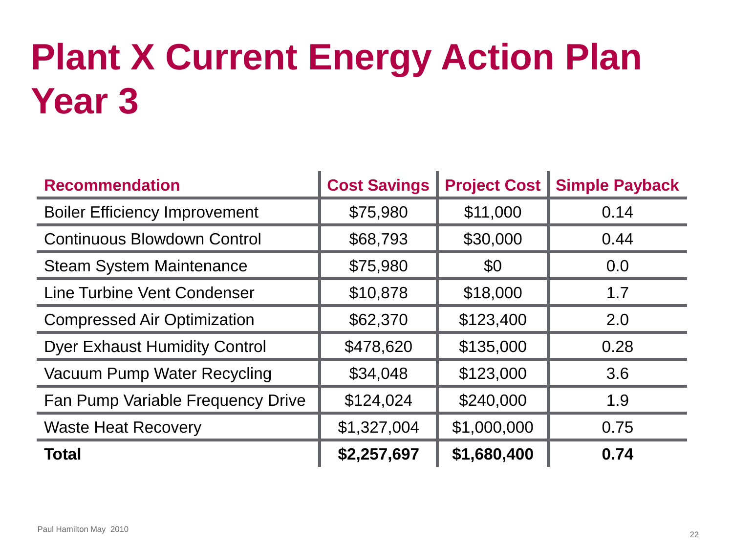# Plant X Current Energy Action Plan Year 3

| Recommendation | Cost Savings | Project Cost | Simple Payback |
|---|---|---|---|
| Boiler Efficiency Improvement | $75,980 | $11,000 | 0.14 |
| Continuous Blowdown Control | $68,793 | $30,000 | 0.44 |
| Steam System Maintenance | $75,980 | $0 | 0.0 |
| Line Turbine Vent Condenser | $10,878 | $18,000 | 1.7 |
| Compressed Air Optimization | $62,370 | $123,400 | 2.0 |
| Dyer Exhaust Humidity Control | $478,620 | $135,000 | 0.28 |
| Vacuum Pump Water Recycling | $34,048 | $123,000 | 3.6 |
| Fan Pump Variable Frequency Drive | $124,024 | $240,000 | 1.9 |
| Waste Heat Recovery | $1,327,004 | $1,000,000 | 0.75 |
| **Total** | **$2,257,697** | **$1,680,400** | **0.74** |

Paul Hamilton May 2010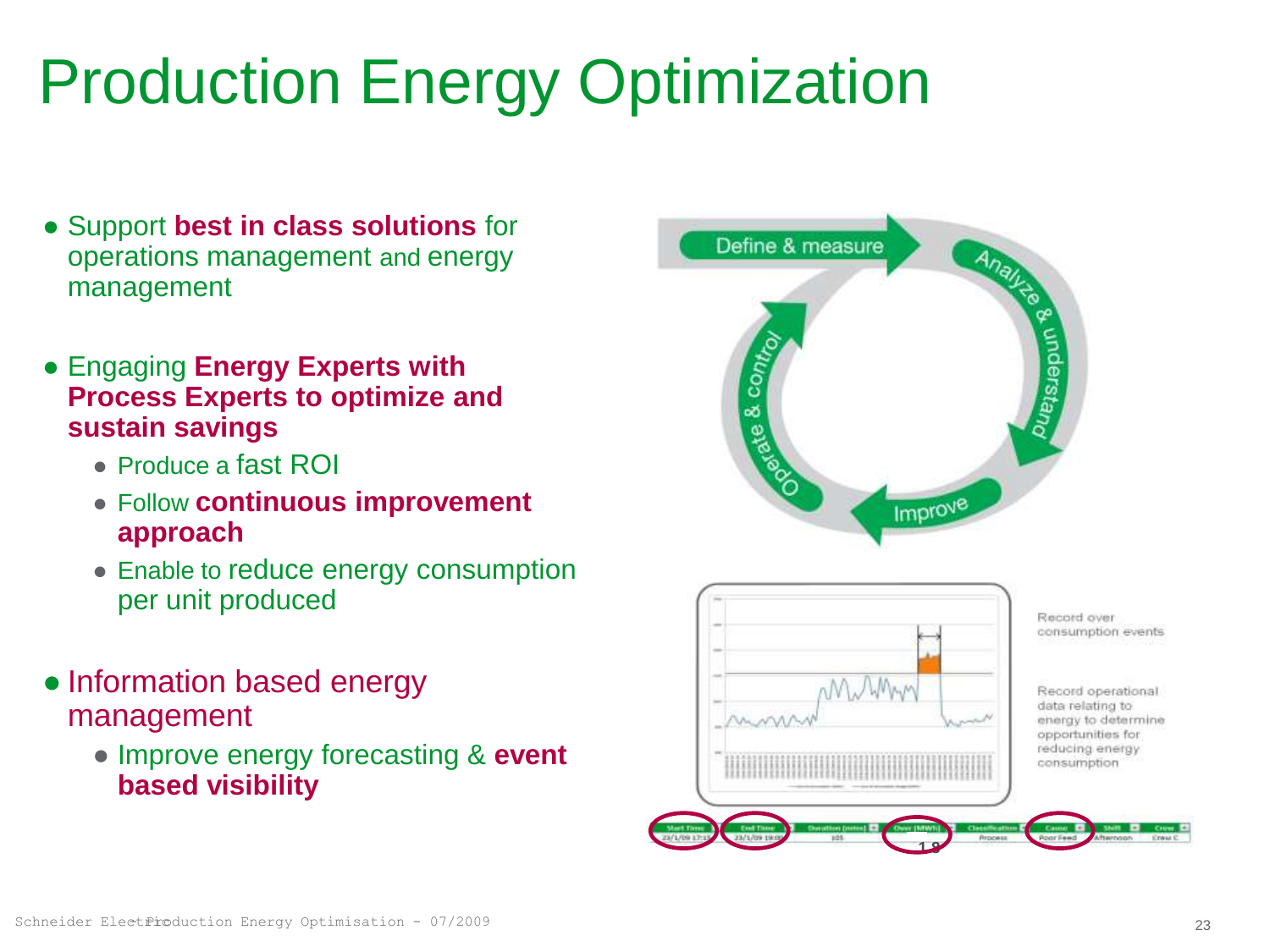# Production Energy Optimization

- Support **best in class solutions** for operations management and energy management
- Engaging **Energy Experts with Process Experts to optimize and sustain savings**
  - Produce a fast ROI
  - Follow **continuous improvement approach**
  - Enable to reduce energy consumption per unit produced
- Information based energy management
  - Improve energy forecasting & **event based visibility**

Define & measure

Analyze & understand

Improve

Operate & control

Record over consumption events

Record operational data relating to energy to determine opportunities for reducing energy consumption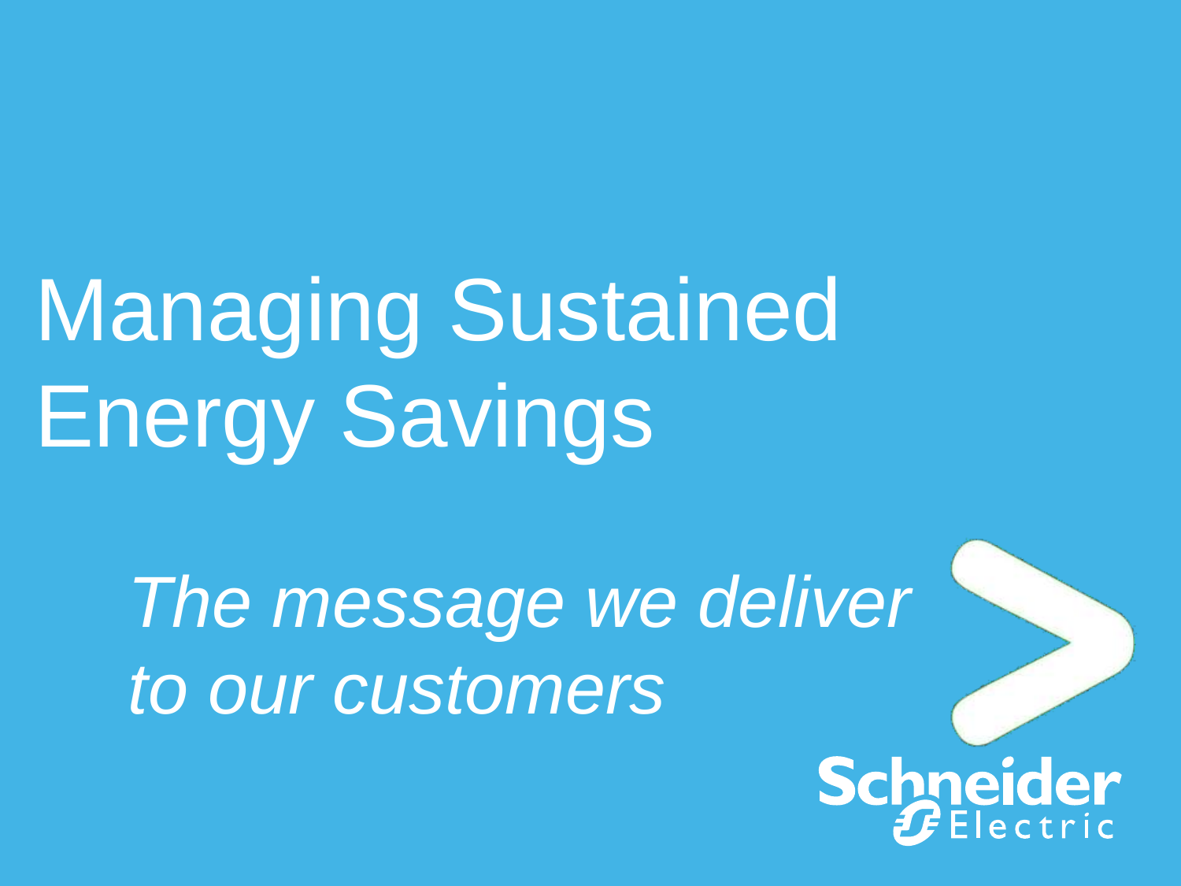# Managing Sustained Energy Savings

*The message we deliver to our customers*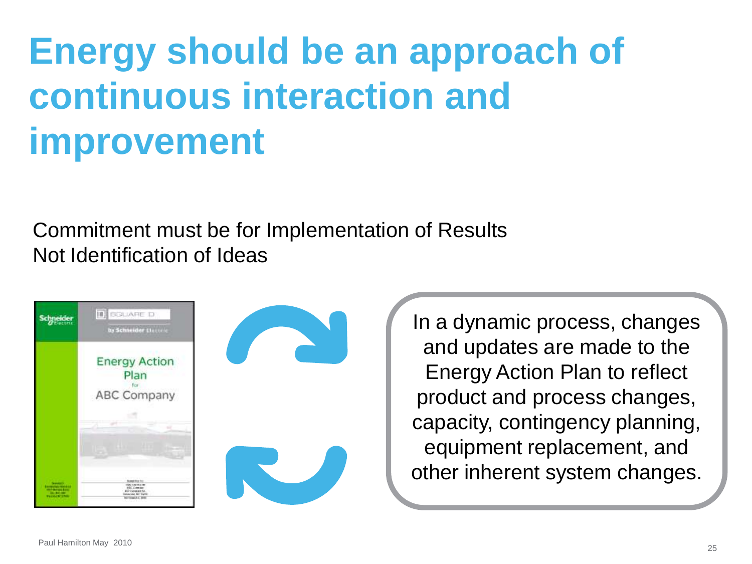# Energy should be an approach of continuous interaction and improvement

Commitment must be for Implementation of Results
Not Identification of Ideas

In a dynamic process, changes and updates are made to the Energy Action Plan to reflect product and process changes, capacity, contingency planning, equipment replacement, and other inherent system changes.

Paul Hamilton May 2010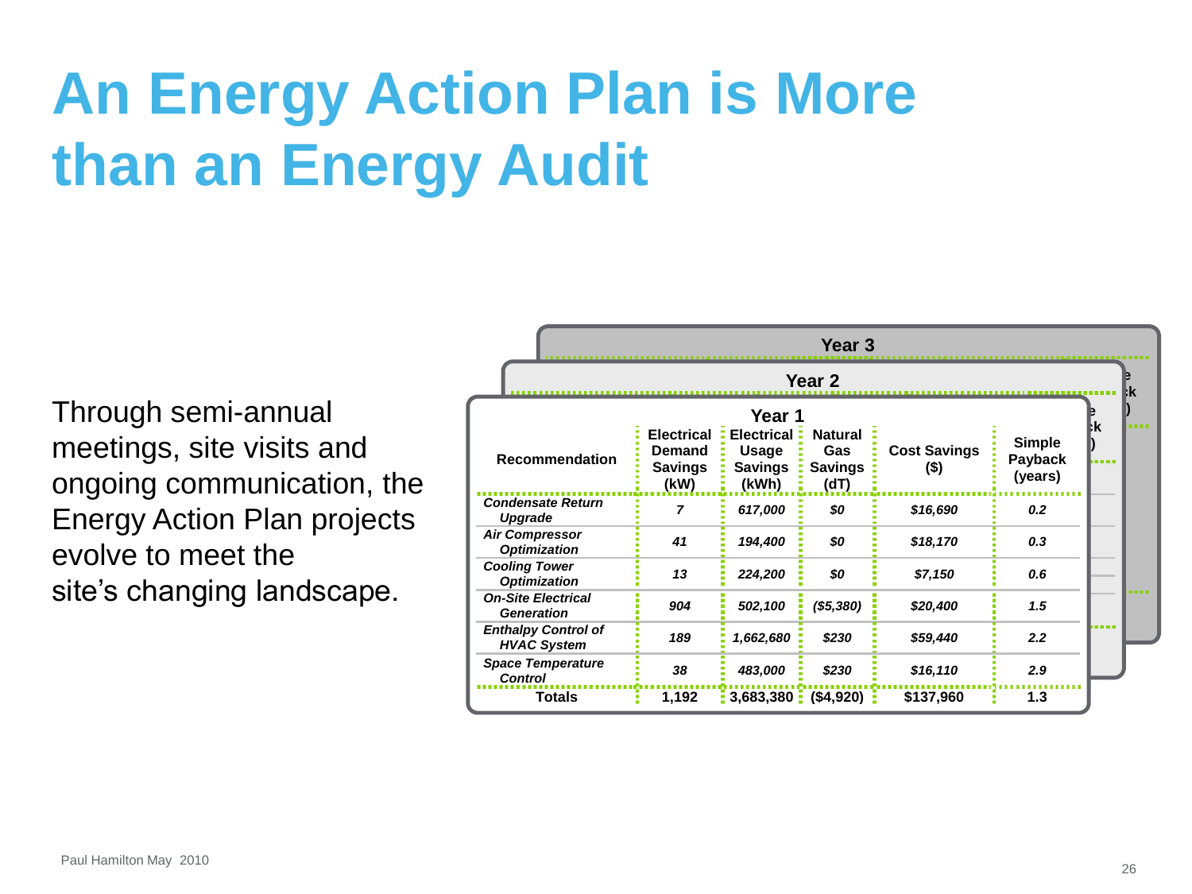# An Energy Action Plan is More than an Energy Audit

Through semi-annual meetings, site visits and ongoing communication, the Energy Action Plan projects evolve to meet the site's changing landscape.

Year 3

Year 2

**Year 1**

| Recommendation | Electrical Demand Savings (kW) | Electrical Usage Savings (kWh) | Natural Gas Savings (dT) | Cost Savings ($) | Simple Payback (years) |
|---|---|---|---|---|---|
| *Condensate Return Upgrade* | *7* | *617,000* | *$0* | *$16,690* | *0.2* |
| *Air Compressor Optimization* | *41* | *194,400* | *$0* | *$18,170* | *0.3* |
| *Cooling Tower Optimization* | *13* | *224,200* | *$0* | *$7,150* | *0.6* |
| *On-Site Electrical Generation* | *904* | *502,100* | *($5,380)* | *$20,400* | *1.5* |
| *Enthalpy Control of HVAC System* | *189* | *1,662,680* | *$230* | *$59,440* | *2.2* |
| *Space Temperature Control* | *38* | *483,000* | *$230* | *$16,110* | *2.9* |
| **Totals** | **1,192** | **3,683,380** | **($4,920)** | **$137,960** | **1.3** |

Paul Hamilton May 2010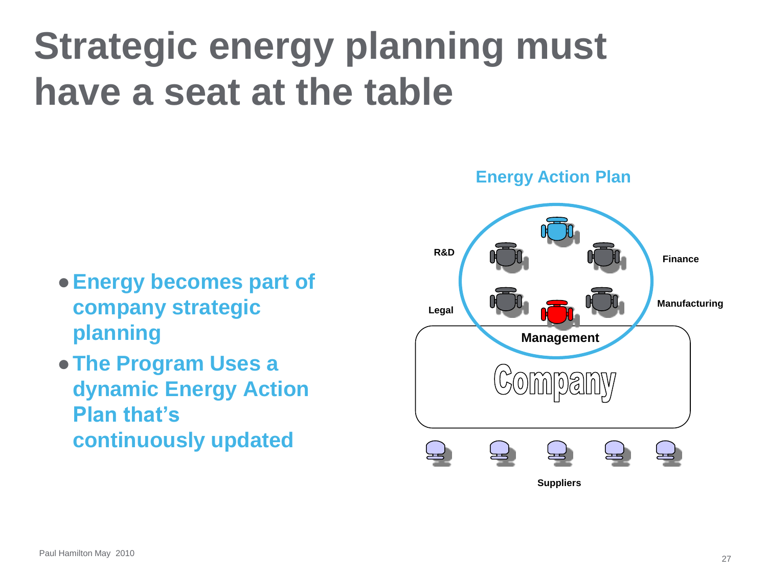# Strategic energy planning must have a seat at the table

- **Energy becomes part of company strategic planning**
- **The Program Uses a dynamic Energy Action Plan that's continuously updated**

**Energy Action Plan**

R&D

Finance

Legal

Manufacturing

Management

Company

Suppliers

Paul Hamilton May 2010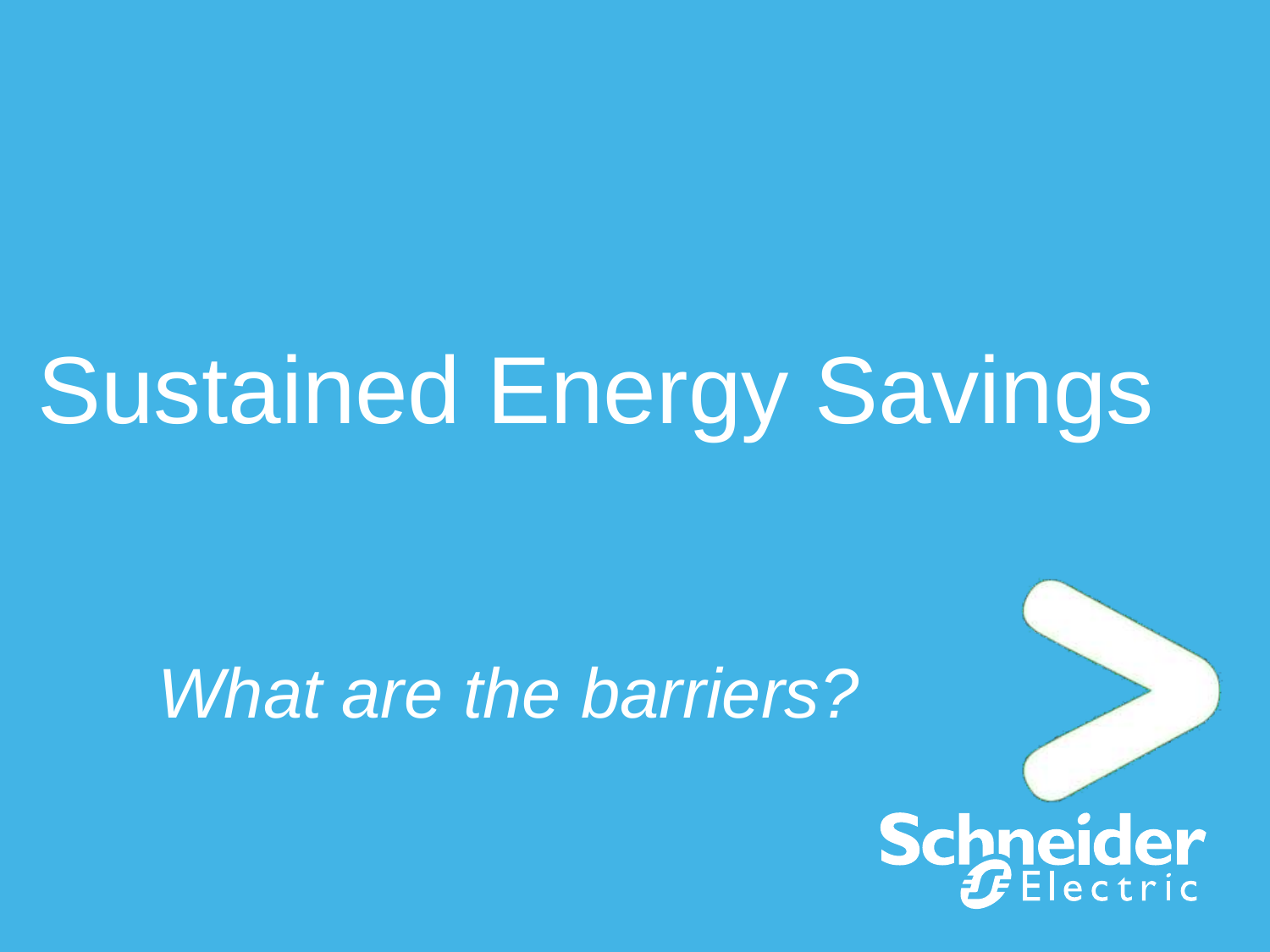# Sustained Energy Savings

*What are the barriers?*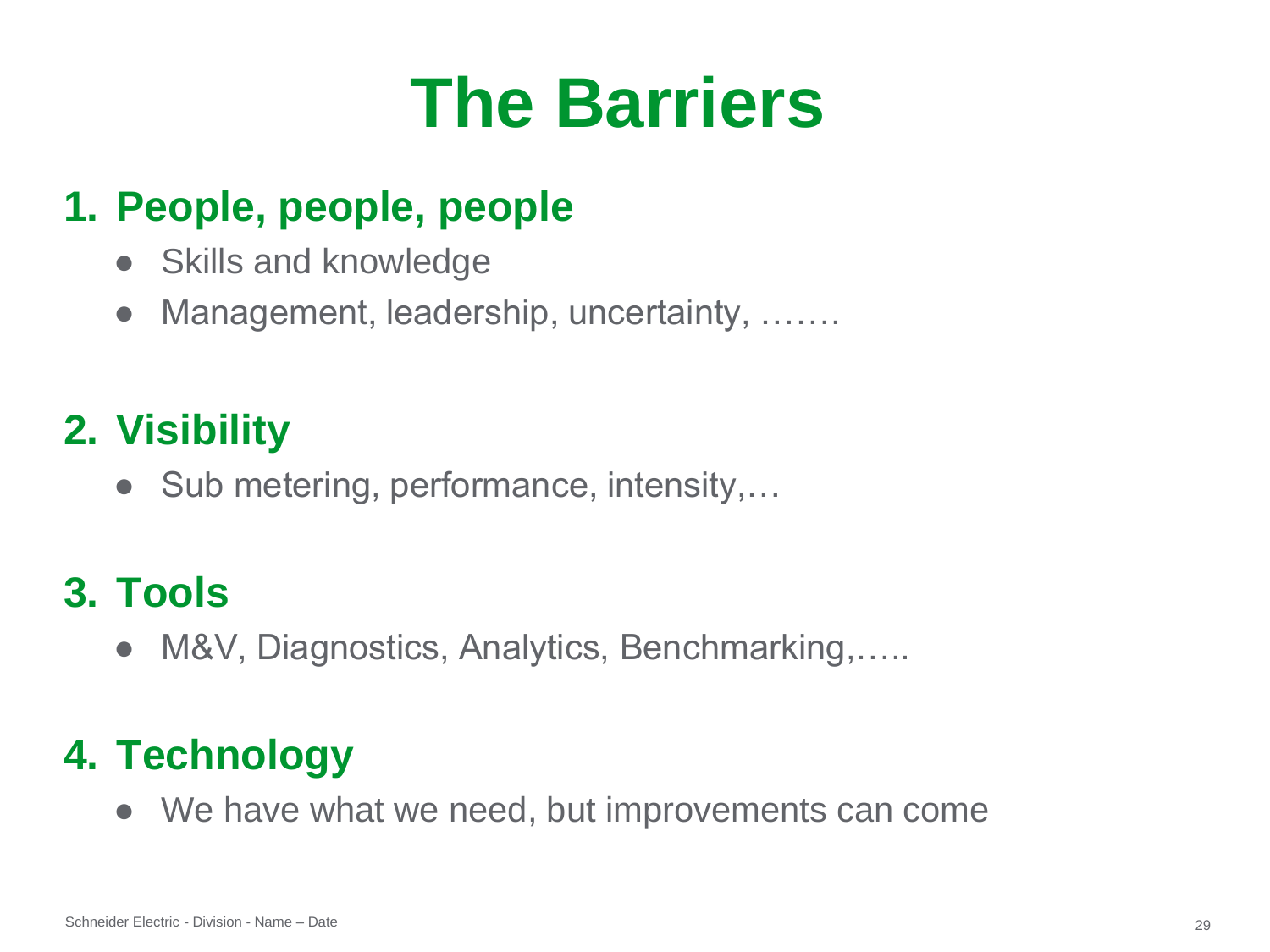# The Barriers

## 1. People, people, people

- Skills and knowledge
- Management, leadership, uncertainty, …….

## 2. Visibility

- Sub metering, performance, intensity,…

## 3. Tools

- M&V, Diagnostics, Analytics, Benchmarking,…..

## 4. Technology

- We have what we need, but improvements can come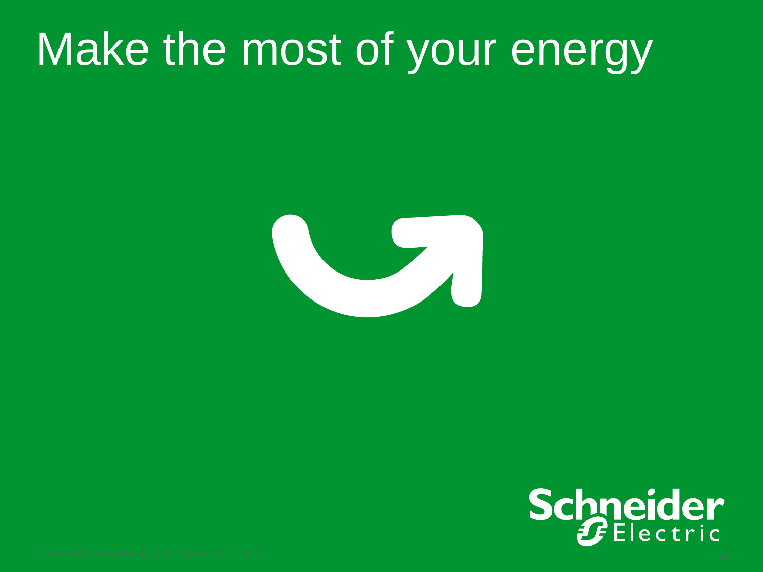# Make the most of your energy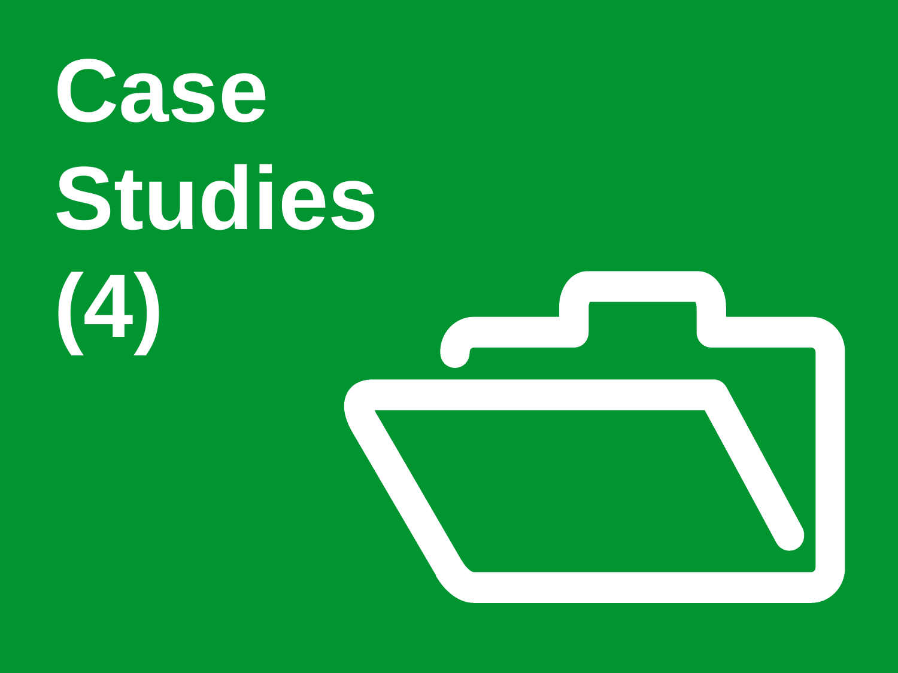# Case Studies (4)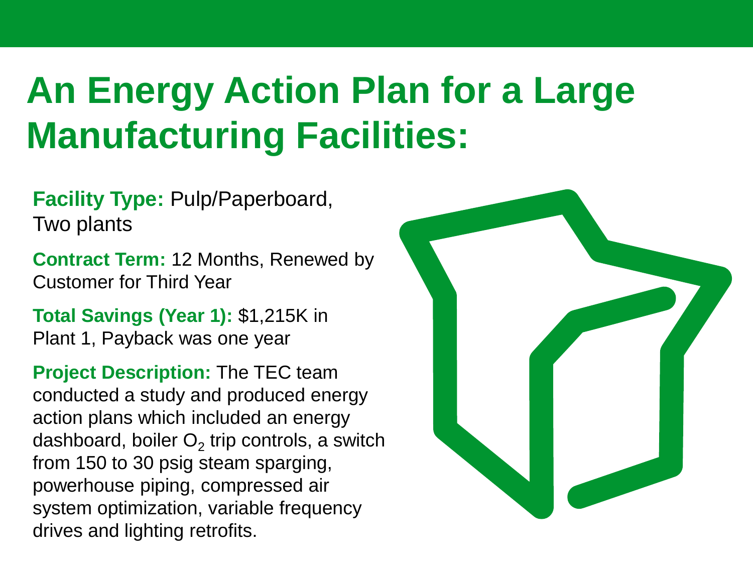# An Energy Action Plan for a Large Manufacturing Facilities:

**Facility Type:** Pulp/Paperboard, Two plants

**Contract Term:** 12 Months, Renewed by Customer for Third Year

**Total Savings (Year 1):** $1,215K in Plant 1, Payback was one year

**Project Description:** The TEC team conducted a study and produced energy action plans which included an energy dashboard, boiler $O_2$ trip controls, a switch from 150 to 30 psig steam sparging, powerhouse piping, compressed air system optimization, variable frequency drives and lighting retrofits.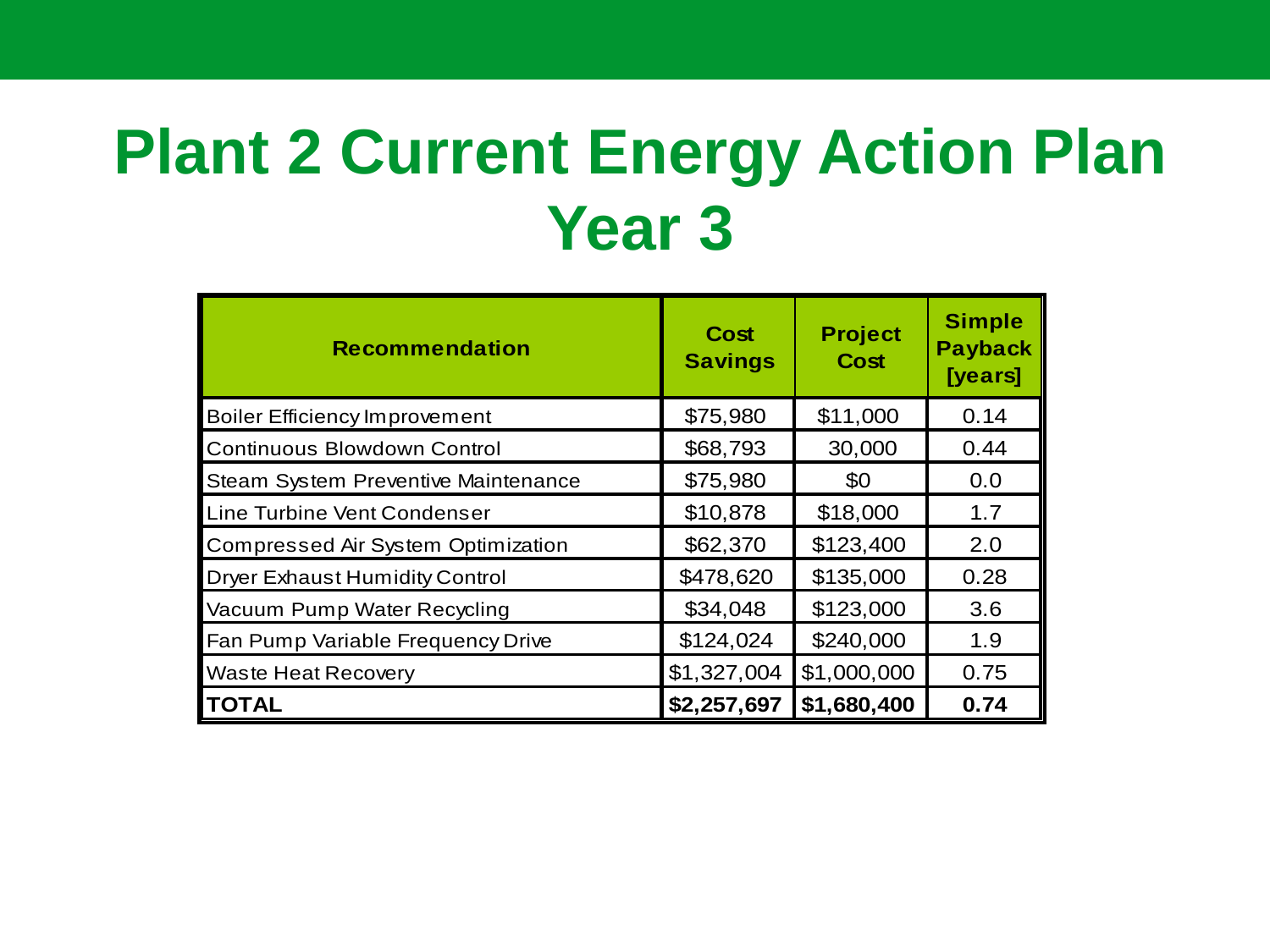# Plant 2 Current Energy Action Plan Year 3

| Recommendation | Cost Savings | Project Cost | Simple Payback [years] |
|---|---|---|---|
| Boiler Efficiency Improvement | $75,980 | $11,000 | 0.14 |
| Continuous Blowdown Control | $68,793 | 30,000 | 0.44 |
| Steam System Preventive Maintenance | $75,980 | $0 | 0.0 |
| Line Turbine Vent Condenser | $10,878 | $18,000 | 1.7 |
| Compressed Air System Optimization | $62,370 | $123,400 | 2.0 |
| Dryer Exhaust Humidity Control | $478,620 | $135,000 | 0.28 |
| Vacuum Pump Water Recycling | $34,048 | $123,000 | 3.6 |
| Fan Pump Variable Frequency Drive | $124,024 | $240,000 | 1.9 |
| Waste Heat Recovery | $1,327,004 | $1,000,000 | 0.75 |
| **TOTAL** | **$2,257,697** | **$1,680,400** | **0.74** |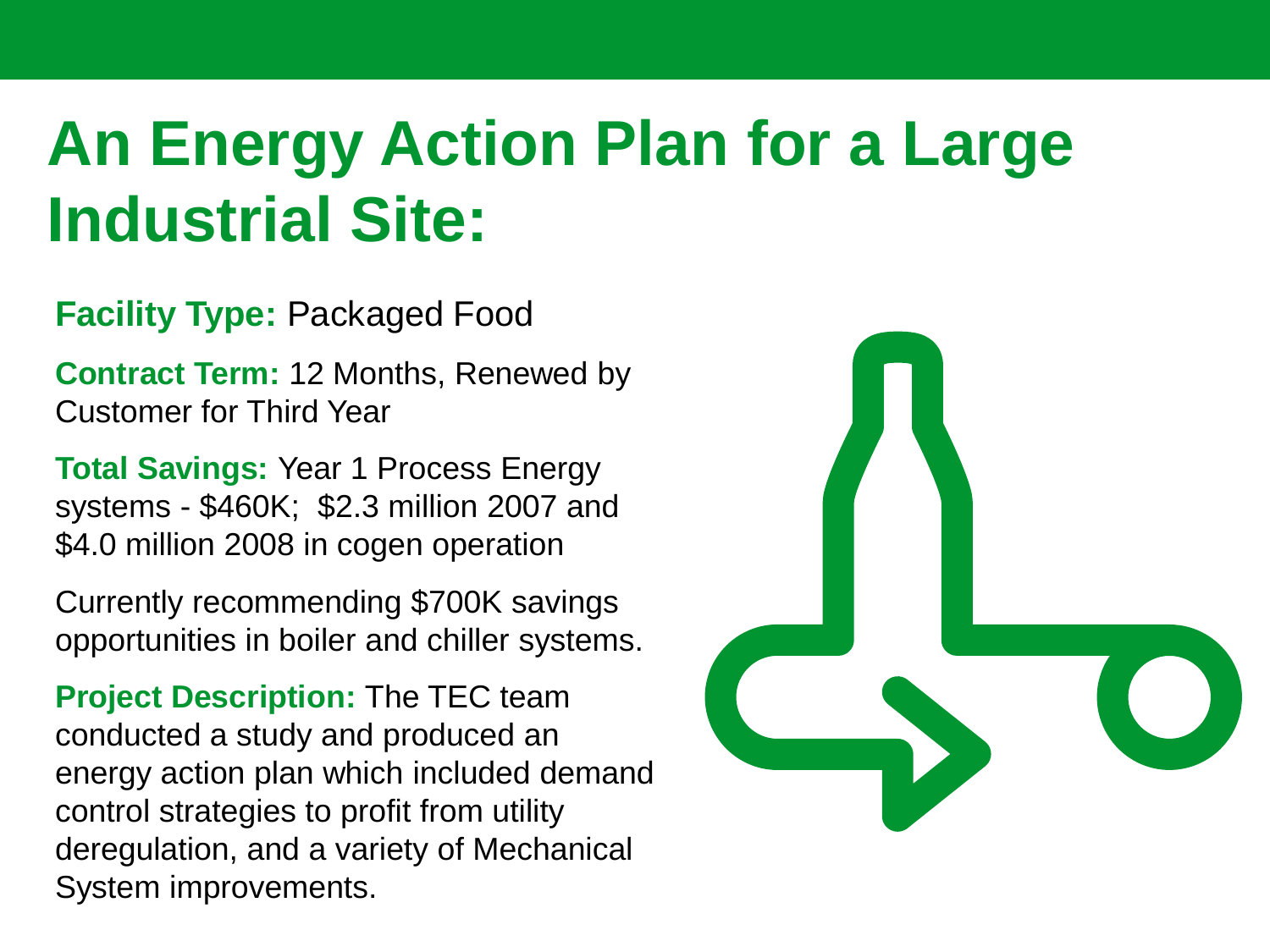# An Energy Action Plan for a Large Industrial Site:

**Facility Type:** Packaged Food

**Contract Term:** 12 Months, Renewed by Customer for Third Year

**Total Savings:** Year 1 Process Energy systems - $460K;  $2.3 million 2007 and $4.0 million 2008 in cogen operation

Currently recommending $700K savings opportunities in boiler and chiller systems.

**Project Description:** The TEC team conducted a study and produced an energy action plan which included demand control strategies to profit from utility deregulation, and a variety of Mechanical System improvements.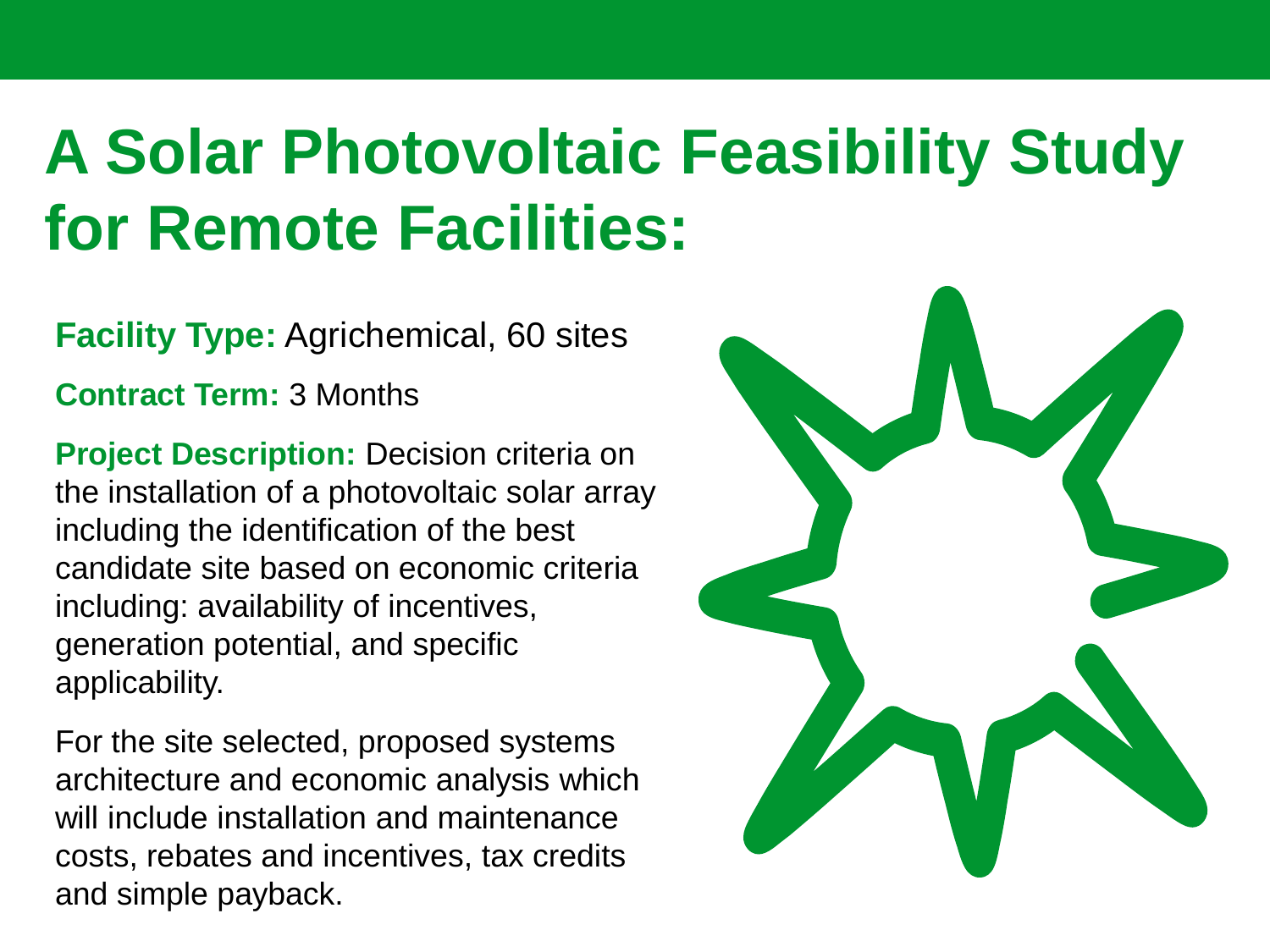# A Solar Photovoltaic Feasibility Study for Remote Facilities:

**Facility Type:** Agrichemical, 60 sites

**Contract Term:** 3 Months

**Project Description:** Decision criteria on the installation of a photovoltaic solar array including the identification of the best candidate site based on economic criteria including: availability of incentives, generation potential, and specific applicability.

For the site selected, proposed systems architecture and economic analysis which will include installation and maintenance costs, rebates and incentives, tax credits and simple payback.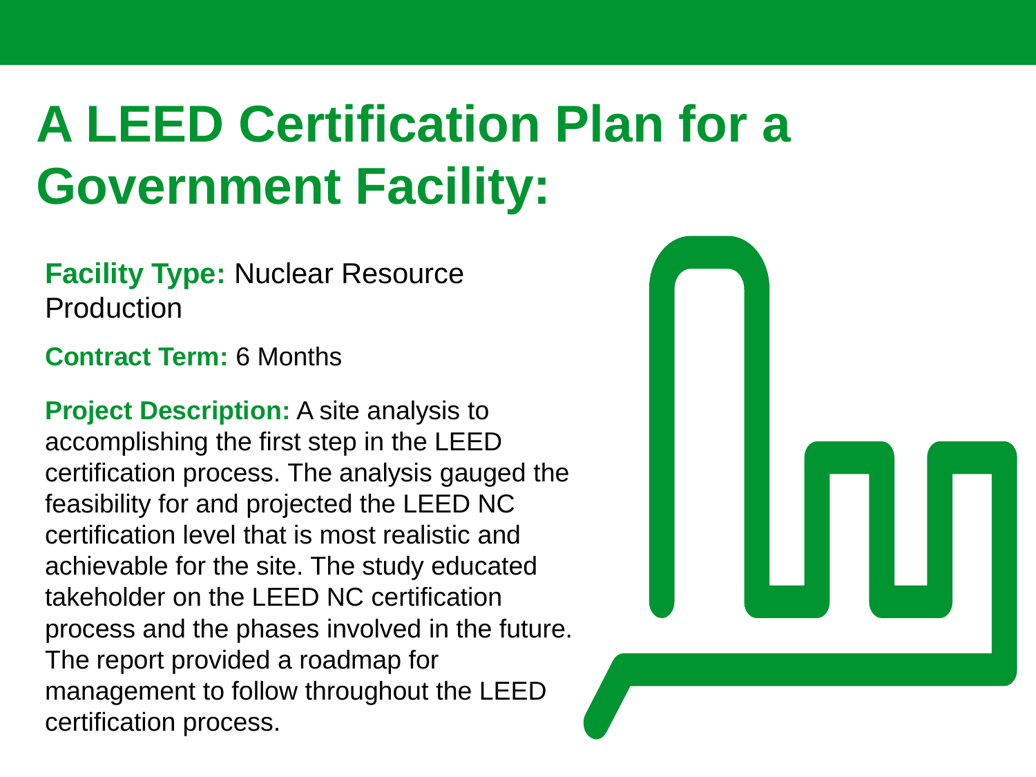# A LEED Certification Plan for a Government Facility:

**Facility Type:** Nuclear Resource Production

**Contract Term:** 6 Months

**Project Description:** A site analysis to accomplishing the first step in the LEED certification process. The analysis gauged the feasibility for and projected the LEED NC certification level that is most realistic and achievable for the site. The study educated takeholder on the LEED NC certification process and the phases involved in the future. The report provided a roadmap for management to follow throughout the LEED certification process.